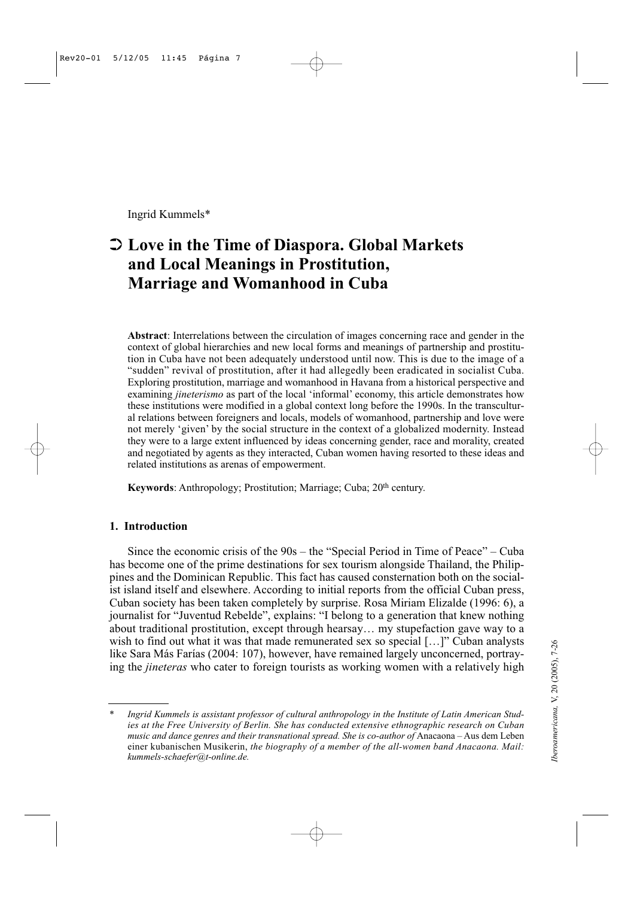Ingrid Kummels*

# ➲ Love in the Time of Diaspora. Global Markets and Local Meanings in Prostitution, Marriage and Womanhood in Cuba

**Abstract**: Interrelations between the circulation of images concerning race and gender in the context of global hierarchies and new local forms and meanings of partnership and prostitution in Cuba have not been adequately understood until now. This is due to the image of a "sudden" revival of prostitution, after it had allegedly been eradicated in socialist Cuba. Exploring prostitution, marriage and womanhood in Havana from a historical perspective and examining *jineterismo* as part of the local 'informal' economy, this article demonstrates how these institutions were modified in a global context long before the 1990s. In the transcultural relations between foreigners and locals, models of womanhood, partnership and love were not merely 'given' by the social structure in the context of a globalized modernity. Instead they were to a large extent influenced by ideas concerning gender, race and morality, created and negotiated by agents as they interacted, Cuban women having resorted to these ideas and related institutions as arenas of empowerment.

**Keywords**: Anthropology; Prostitution; Marriage; Cuba; 20th century.

## 1. Introduction

Since the economic crisis of the 90s – the "Special Period in Time of Peace" – Cuba has become one of the prime destinations for sex tourism alongside Thailand, the Philippines and the Dominican Republic. This fact has caused consternation both on the socialist island itself and elsewhere. According to initial reports from the official Cuban press, Cuban society has been taken completely by surprise. Rosa Miriam Elizalde (1996: 6), a journalist for "Juventud Rebelde", explains: "I belong to a generation that knew nothing about traditional prostitution, except through hearsay… my stupefaction gave way to a wish to find out what it was that made remunerated sex so special […]" Cuban analysts like Sara Más Farías (2004: 107), however, have remained largely unconcerned, portraying the *jineteras* who cater to foreign tourists as working women with a relatively high

---

\* *Ingrid Kummels is assistant professor of cultural anthropology in the Institute of Latin American Studies at the Free University of Berlin. She has conducted extensive ethnographic research on Cuban music and dance genres and their transnational spread. She is co-author of* Anacaona – Aus dem Leben einer kubanischen Musikerin, *the biography of a member of the all-women band Anacaona. Mail: kummels-schaefer@t-online.de.*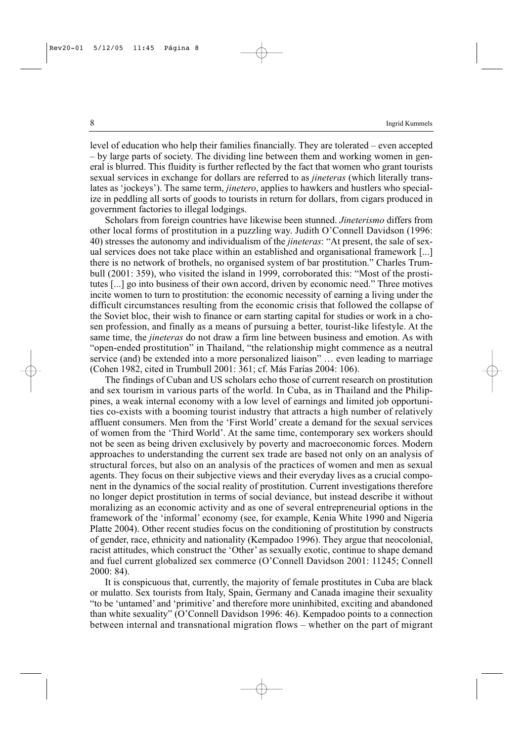level of education who help their families financially. They are tolerated – even accepted – by large parts of society. The dividing line between them and working women in general is blurred. This fluidity is further reflected by the fact that women who grant tourists sexual services in exchange for dollars are referred to as *jineteras* (which literally translates as 'jockeys'). The same term, *jinetero*, applies to hawkers and hustlers who specialize in peddling all sorts of goods to tourists in return for dollars, from cigars produced in government factories to illegal lodgings.

Scholars from foreign countries have likewise been stunned. *Jineterismo* differs from other local forms of prostitution in a puzzling way. Judith O'Connell Davidson (1996: 40) stresses the autonomy and individualism of the *jineteras*: "At present, the sale of sexual services does not take place within an established and organisational framework [...] there is no network of brothels, no organised system of bar prostitution." Charles Trumbull (2001: 359), who visited the island in 1999, corroborated this: "Most of the prostitutes [...] go into business of their own accord, driven by economic need." Three motives incite women to turn to prostitution: the economic necessity of earning a living under the difficult circumstances resulting from the economic crisis that followed the collapse of the Soviet bloc, their wish to finance or earn starting capital for studies or work in a chosen profession, and finally as a means of pursuing a better, tourist-like lifestyle. At the same time, the *jineteras* do not draw a firm line between business and emotion. As with "open-ended prostitution" in Thailand, "the relationship might commence as a neutral service (and) be extended into a more personalized liaison" … even leading to marriage (Cohen 1982, cited in Trumbull 2001: 361; cf. Más Farías 2004: 106).

The findings of Cuban and US scholars echo those of current research on prostitution and sex tourism in various parts of the world. In Cuba, as in Thailand and the Philippines, a weak internal economy with a low level of earnings and limited job opportunities co-exists with a booming tourist industry that attracts a high number of relatively affluent consumers. Men from the 'First World' create a demand for the sexual services of women from the 'Third World'. At the same time, contemporary sex workers should not be seen as being driven exclusively by poverty and macroeconomic forces. Modern approaches to understanding the current sex trade are based not only on an analysis of structural forces, but also on an analysis of the practices of women and men as sexual agents. They focus on their subjective views and their everyday lives as a crucial component in the dynamics of the social reality of prostitution. Current investigations therefore no longer depict prostitution in terms of social deviance, but instead describe it without moralizing as an economic activity and as one of several entrepreneurial options in the framework of the 'informal' economy (see, for example, Kenia White 1990 and Nigeria Platte 2004). Other recent studies focus on the conditioning of prostitution by constructs of gender, race, ethnicity and nationality (Kempadoo 1996). They argue that neocolonial, racist attitudes, which construct the 'Other' as sexually exotic, continue to shape demand and fuel current globalized sex commerce (O'Connell Davidson 2001: 11245; Connell 2000: 84).

It is conspicuous that, currently, the majority of female prostitutes in Cuba are black or mulatto. Sex tourists from Italy, Spain, Germany and Canada imagine their sexuality "to be 'untamed' and 'primitive' and therefore more uninhibited, exciting and abandoned than white sexuality" (O'Connell Davidson 1996: 46). Kempadoo points to a connection between internal and transnational migration flows – whether on the part of migrant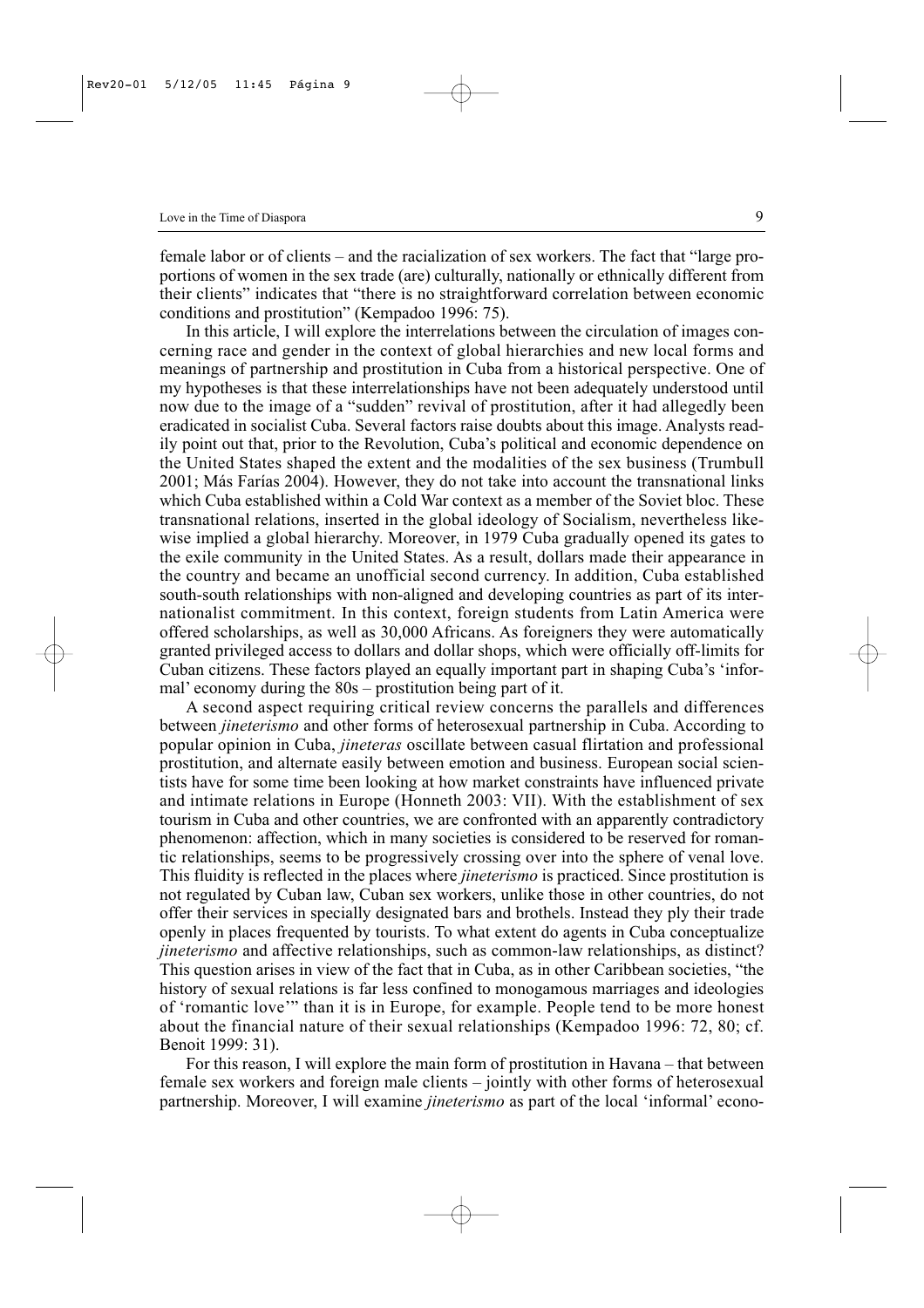female labor or of clients – and the racialization of sex workers. The fact that "large proportions of women in the sex trade (are) culturally, nationally or ethnically different from their clients" indicates that "there is no straightforward correlation between economic conditions and prostitution" (Kempadoo 1996: 75).

In this article, I will explore the interrelations between the circulation of images concerning race and gender in the context of global hierarchies and new local forms and meanings of partnership and prostitution in Cuba from a historical perspective. One of my hypotheses is that these interrelationships have not been adequately understood until now due to the image of a "sudden" revival of prostitution, after it had allegedly been eradicated in socialist Cuba. Several factors raise doubts about this image. Analysts readily point out that, prior to the Revolution, Cuba's political and economic dependence on the United States shaped the extent and the modalities of the sex business (Trumbull 2001; Más Farías 2004). However, they do not take into account the transnational links which Cuba established within a Cold War context as a member of the Soviet bloc. These transnational relations, inserted in the global ideology of Socialism, nevertheless likewise implied a global hierarchy. Moreover, in 1979 Cuba gradually opened its gates to the exile community in the United States. As a result, dollars made their appearance in the country and became an unofficial second currency. In addition, Cuba established south-south relationships with non-aligned and developing countries as part of its internationalist commitment. In this context, foreign students from Latin America were offered scholarships, as well as 30,000 Africans. As foreigners they were automatically granted privileged access to dollars and dollar shops, which were officially off-limits for Cuban citizens. These factors played an equally important part in shaping Cuba's 'informal' economy during the 80s – prostitution being part of it.

A second aspect requiring critical review concerns the parallels and differences between *jineterismo* and other forms of heterosexual partnership in Cuba. According to popular opinion in Cuba, *jineteras* oscillate between casual flirtation and professional prostitution, and alternate easily between emotion and business. European social scientists have for some time been looking at how market constraints have influenced private and intimate relations in Europe (Honneth 2003: VII). With the establishment of sex tourism in Cuba and other countries, we are confronted with an apparently contradictory phenomenon: affection, which in many societies is considered to be reserved for romantic relationships, seems to be progressively crossing over into the sphere of venal love. This fluidity is reflected in the places where *jineterismo* is practiced. Since prostitution is not regulated by Cuban law, Cuban sex workers, unlike those in other countries, do not offer their services in specially designated bars and brothels. Instead they ply their trade openly in places frequented by tourists. To what extent do agents in Cuba conceptualize *jineterismo* and affective relationships, such as common-law relationships, as distinct? This question arises in view of the fact that in Cuba, as in other Caribbean societies, "the history of sexual relations is far less confined to monogamous marriages and ideologies of 'romantic love'" than it is in Europe, for example. People tend to be more honest about the financial nature of their sexual relationships (Kempadoo 1996: 72, 80; cf. Benoit 1999: 31).

For this reason, I will explore the main form of prostitution in Havana – that between female sex workers and foreign male clients – jointly with other forms of heterosexual partnership. Moreover, I will examine *jineterismo* as part of the local 'informal' econo-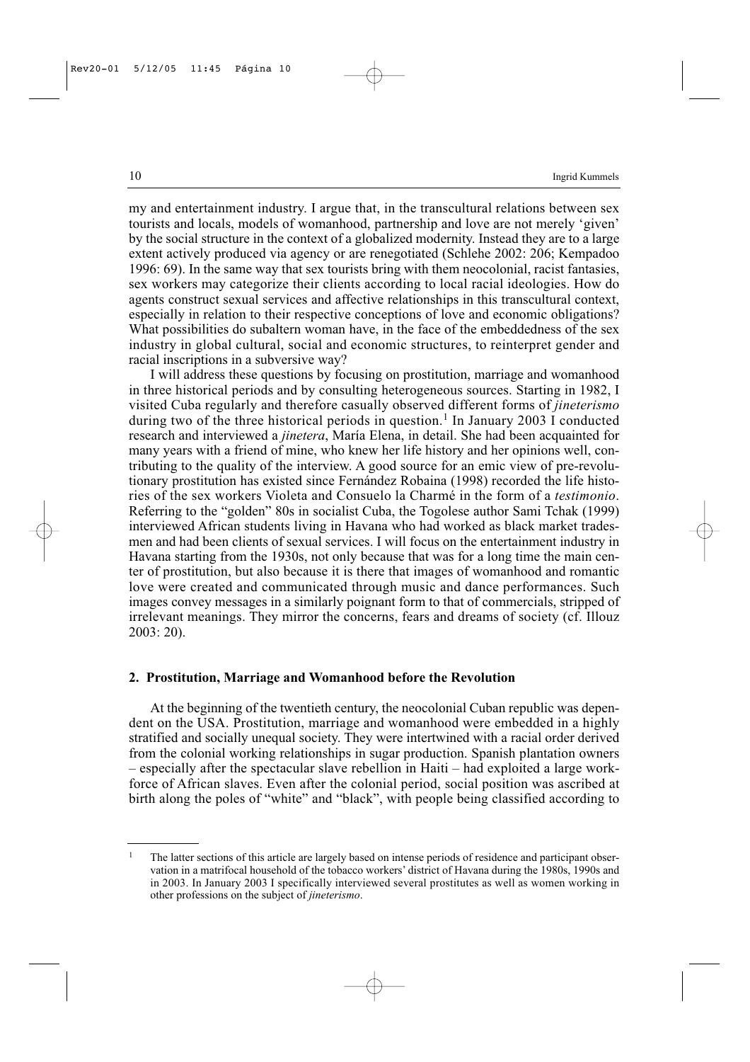my and entertainment industry. I argue that, in the transcultural relations between sex tourists and locals, models of womanhood, partnership and love are not merely 'given' by the social structure in the context of a globalized modernity. Instead they are to a large extent actively produced via agency or are renegotiated (Schlehe 2002: 206; Kempadoo 1996: 69). In the same way that sex tourists bring with them neocolonial, racist fantasies, sex workers may categorize their clients according to local racial ideologies. How do agents construct sexual services and affective relationships in this transcultural context, especially in relation to their respective conceptions of love and economic obligations? What possibilities do subaltern woman have, in the face of the embeddedness of the sex industry in global cultural, social and economic structures, to reinterpret gender and racial inscriptions in a subversive way?

I will address these questions by focusing on prostitution, marriage and womanhood in three historical periods and by consulting heterogeneous sources. Starting in 1982, I visited Cuba regularly and therefore casually observed different forms of *jineterismo* during two of the three historical periods in question.[1] In January 2003 I conducted research and interviewed a *jinetera*, María Elena, in detail. She had been acquainted for many years with a friend of mine, who knew her life history and her opinions well, contributing to the quality of the interview. A good source for an emic view of pre-revolutionary prostitution has existed since Fernández Robaina (1998) recorded the life histories of the sex workers Violeta and Consuelo la Charmé in the form of a *testimonio*. Referring to the "golden" 80s in socialist Cuba, the Togolese author Sami Tchak (1999) interviewed African students living in Havana who had worked as black market tradesmen and had been clients of sexual services. I will focus on the entertainment industry in Havana starting from the 1930s, not only because that was for a long time the main center of prostitution, but also because it is there that images of womanhood and romantic love were created and communicated through music and dance performances. Such images convey messages in a similarly poignant form to that of commercials, stripped of irrelevant meanings. They mirror the concerns, fears and dreams of society (cf. Illouz 2003: 20).

## 2. Prostitution, Marriage and Womanhood before the Revolution

At the beginning of the twentieth century, the neocolonial Cuban republic was dependent on the USA. Prostitution, marriage and womanhood were embedded in a highly stratified and socially unequal society. They were intertwined with a racial order derived from the colonial working relationships in sugar production. Spanish plantation owners – especially after the spectacular slave rebellion in Haiti – had exploited a large workforce of African slaves. Even after the colonial period, social position was ascribed at birth along the poles of "white" and "black", with people being classified according to

[1] The latter sections of this article are largely based on intense periods of residence and participant observation in a matrifocal household of the tobacco workers' district of Havana during the 1980s, 1990s and in 2003. In January 2003 I specifically interviewed several prostitutes as well as women working in other professions on the subject of *jineterismo*.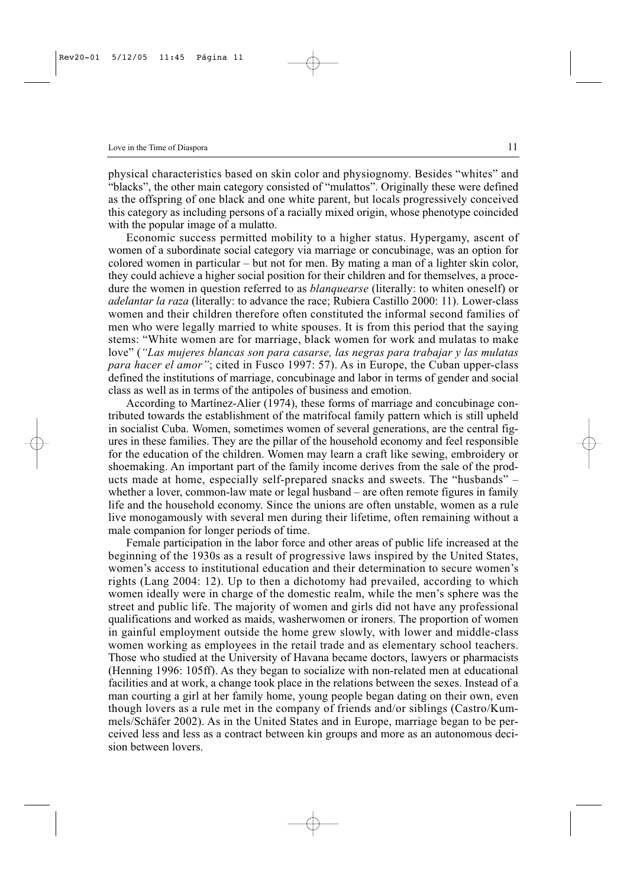physical characteristics based on skin color and physiognomy. Besides "whites" and "blacks", the other main category consisted of "mulattos". Originally these were defined as the offspring of one black and one white parent, but locals progressively conceived this category as including persons of a racially mixed origin, whose phenotype coincided with the popular image of a mulatto.

Economic success permitted mobility to a higher status. Hypergamy, ascent of women of a subordinate social category via marriage or concubinage, was an option for colored women in particular – but not for men. By mating a man of a lighter skin color, they could achieve a higher social position for their children and for themselves, a procedure the women in question referred to as *blanquearse* (literally: to whiten oneself) or *adelantar la raza* (literally: to advance the race; Rubiera Castillo 2000: 11). Lower-class women and their children therefore often constituted the informal second families of men who were legally married to white spouses. It is from this period that the saying stems: "White women are for marriage, black women for work and mulatas to make love" (*"Las mujeres blancas son para casarse, las negras para trabajar y las mulatas para hacer el amor"*; cited in Fusco 1997: 57). As in Europe, the Cuban upper-class defined the institutions of marriage, concubinage and labor in terms of gender and social class as well as in terms of the antipoles of business and emotion.

According to Martínez-Alier (1974), these forms of marriage and concubinage contributed towards the establishment of the matrifocal family pattern which is still upheld in socialist Cuba. Women, sometimes women of several generations, are the central figures in these families. They are the pillar of the household economy and feel responsible for the education of the children. Women may learn a craft like sewing, embroidery or shoemaking. An important part of the family income derives from the sale of the products made at home, especially self-prepared snacks and sweets. The "husbands" – whether a lover, common-law mate or legal husband – are often remote figures in family life and the household economy. Since the unions are often unstable, women as a rule live monogamously with several men during their lifetime, often remaining without a male companion for longer periods of time.

Female participation in the labor force and other areas of public life increased at the beginning of the 1930s as a result of progressive laws inspired by the United States, women's access to institutional education and their determination to secure women's rights (Lang 2004: 12). Up to then a dichotomy had prevailed, according to which women ideally were in charge of the domestic realm, while the men's sphere was the street and public life. The majority of women and girls did not have any professional qualifications and worked as maids, washerwomen or ironers. The proportion of women in gainful employment outside the home grew slowly, with lower and middle-class women working as employees in the retail trade and as elementary school teachers. Those who studied at the University of Havana became doctors, lawyers or pharmacists (Henning 1996: 105ff). As they began to socialize with non-related men at educational facilities and at work, a change took place in the relations between the sexes. Instead of a man courting a girl at her family home, young people began dating on their own, even though lovers as a rule met in the company of friends and/or siblings (Castro/Kummels/Schäfer 2002). As in the United States and in Europe, marriage began to be perceived less and less as a contract between kin groups and more as an autonomous decision between lovers.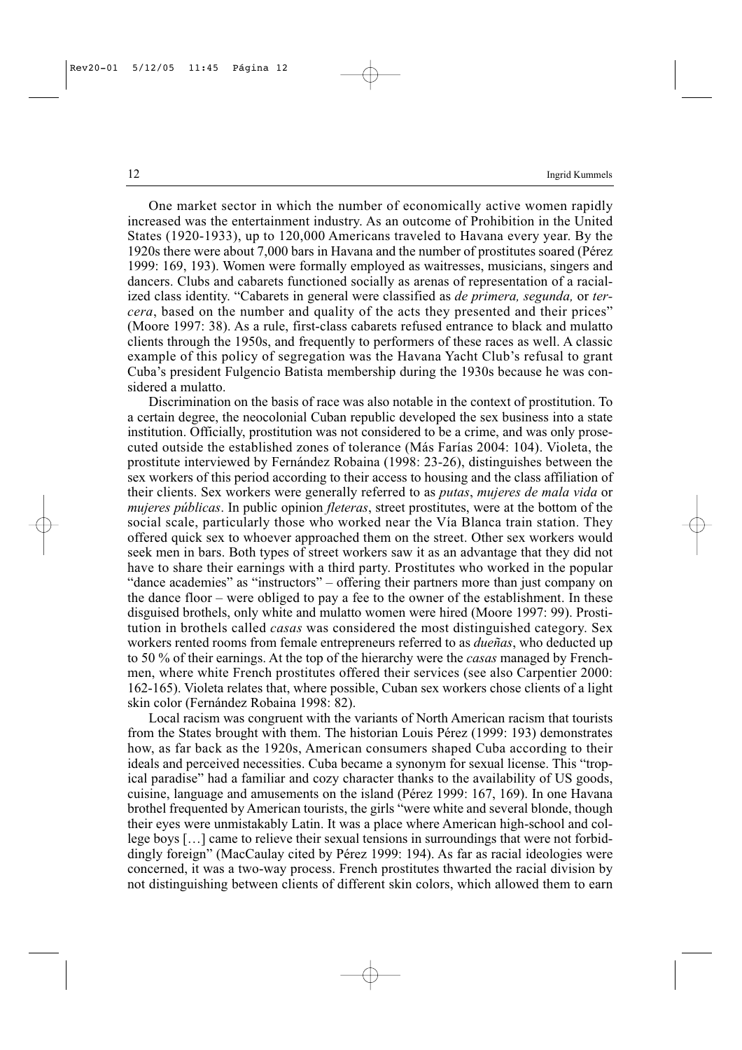One market sector in which the number of economically active women rapidly increased was the entertainment industry. As an outcome of Prohibition in the United States (1920-1933), up to 120,000 Americans traveled to Havana every year. By the 1920s there were about 7,000 bars in Havana and the number of prostitutes soared (Pérez 1999: 169, 193). Women were formally employed as waitresses, musicians, singers and dancers. Clubs and cabarets functioned socially as arenas of representation of a racialized class identity. "Cabarets in general were classified as *de primera, segunda,* or *tercera*, based on the number and quality of the acts they presented and their prices" (Moore 1997: 38). As a rule, first-class cabarets refused entrance to black and mulatto clients through the 1950s, and frequently to performers of these races as well. A classic example of this policy of segregation was the Havana Yacht Club's refusal to grant Cuba's president Fulgencio Batista membership during the 1930s because he was considered a mulatto.

Discrimination on the basis of race was also notable in the context of prostitution. To a certain degree, the neocolonial Cuban republic developed the sex business into a state institution. Officially, prostitution was not considered to be a crime, and was only prosecuted outside the established zones of tolerance (Más Farías 2004: 104). Violeta, the prostitute interviewed by Fernández Robaina (1998: 23-26), distinguishes between the sex workers of this period according to their access to housing and the class affiliation of their clients. Sex workers were generally referred to as *putas*, *mujeres de mala vida* or *mujeres públicas*. In public opinion *fleteras*, street prostitutes, were at the bottom of the social scale, particularly those who worked near the Vía Blanca train station. They offered quick sex to whoever approached them on the street. Other sex workers would seek men in bars. Both types of street workers saw it as an advantage that they did not have to share their earnings with a third party. Prostitutes who worked in the popular "dance academies" as "instructors" – offering their partners more than just company on the dance floor – were obliged to pay a fee to the owner of the establishment. In these disguised brothels, only white and mulatto women were hired (Moore 1997: 99). Prostitution in brothels called *casas* was considered the most distinguished category. Sex workers rented rooms from female entrepreneurs referred to as *dueñas*, who deducted up to 50 % of their earnings. At the top of the hierarchy were the *casas* managed by Frenchmen, where white French prostitutes offered their services (see also Carpentier 2000: 162-165). Violeta relates that, where possible, Cuban sex workers chose clients of a light skin color (Fernández Robaina 1998: 82).

Local racism was congruent with the variants of North American racism that tourists from the States brought with them. The historian Louis Pérez (1999: 193) demonstrates how, as far back as the 1920s, American consumers shaped Cuba according to their ideals and perceived necessities. Cuba became a synonym for sexual license. This "tropical paradise" had a familiar and cozy character thanks to the availability of US goods, cuisine, language and amusements on the island (Pérez 1999: 167, 169). In one Havana brothel frequented by American tourists, the girls "were white and several blonde, though their eyes were unmistakably Latin. It was a place where American high-school and college boys […] came to relieve their sexual tensions in surroundings that were not forbiddingly foreign" (MacCaulay cited by Pérez 1999: 194). As far as racial ideologies were concerned, it was a two-way process. French prostitutes thwarted the racial division by not distinguishing between clients of different skin colors, which allowed them to earn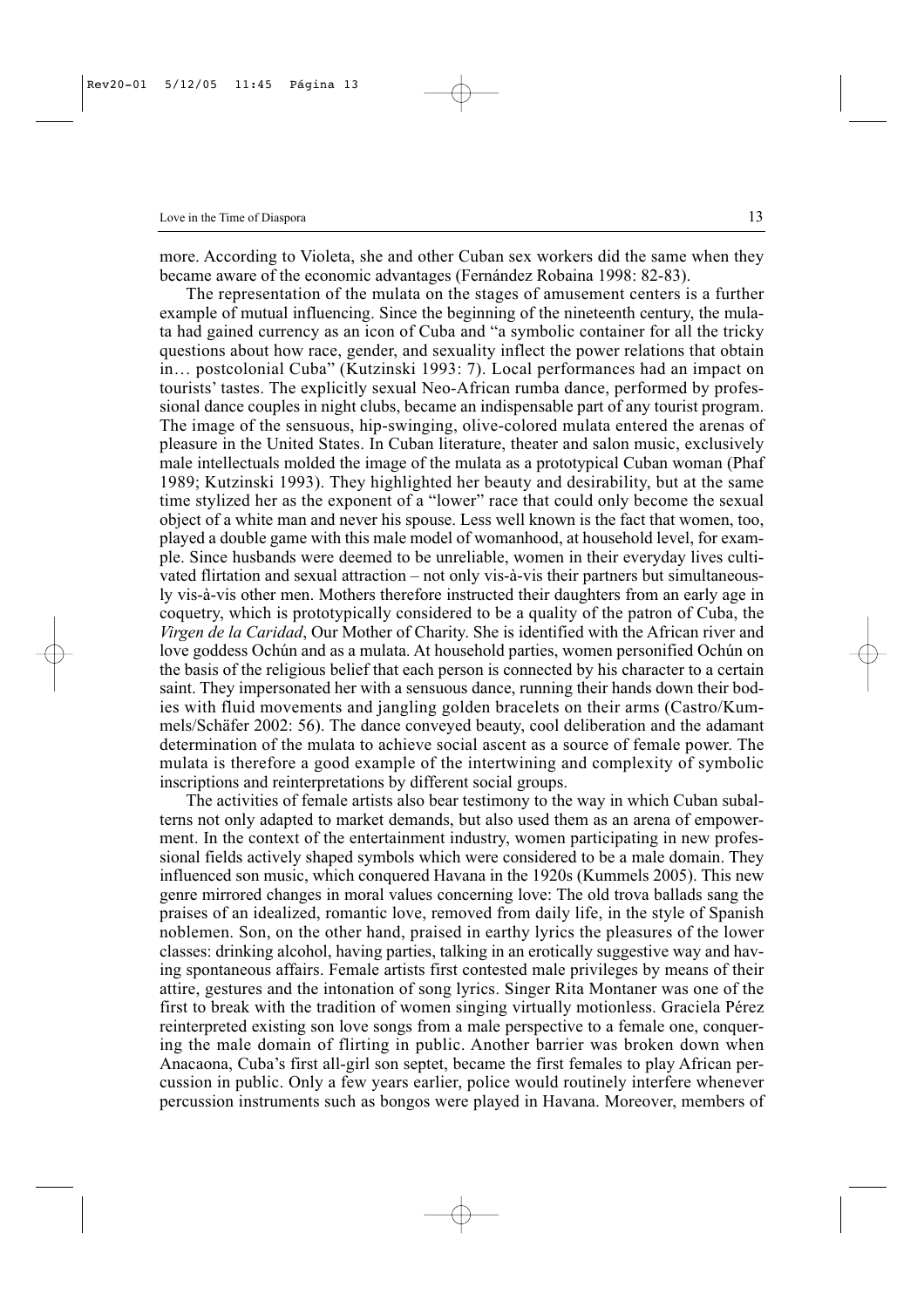more. According to Violeta, she and other Cuban sex workers did the same when they became aware of the economic advantages (Fernández Robaina 1998: 82-83).

The representation of the mulata on the stages of amusement centers is a further example of mutual influencing. Since the beginning of the nineteenth century, the mulata had gained currency as an icon of Cuba and "a symbolic container for all the tricky questions about how race, gender, and sexuality inflect the power relations that obtain in… postcolonial Cuba" (Kutzinski 1993: 7). Local performances had an impact on tourists' tastes. The explicitly sexual Neo-African rumba dance, performed by professional dance couples in night clubs, became an indispensable part of any tourist program. The image of the sensuous, hip-swinging, olive-colored mulata entered the arenas of pleasure in the United States. In Cuban literature, theater and salon music, exclusively male intellectuals molded the image of the mulata as a prototypical Cuban woman (Phaf 1989; Kutzinski 1993). They highlighted her beauty and desirability, but at the same time stylized her as the exponent of a "lower" race that could only become the sexual object of a white man and never his spouse. Less well known is the fact that women, too, played a double game with this male model of womanhood, at household level, for example. Since husbands were deemed to be unreliable, women in their everyday lives cultivated flirtation and sexual attraction – not only vis-à-vis their partners but simultaneously vis-à-vis other men. Mothers therefore instructed their daughters from an early age in coquetry, which is prototypically considered to be a quality of the patron of Cuba, the *Virgen de la Caridad*, Our Mother of Charity. She is identified with the African river and love goddess Ochún and as a mulata. At household parties, women personified Ochún on the basis of the religious belief that each person is connected by his character to a certain saint. They impersonated her with a sensuous dance, running their hands down their bodies with fluid movements and jangling golden bracelets on their arms (Castro/Kummels/Schäfer 2002: 56). The dance conveyed beauty, cool deliberation and the adamant determination of the mulata to achieve social ascent as a source of female power. The mulata is therefore a good example of the intertwining and complexity of symbolic inscriptions and reinterpretations by different social groups.

The activities of female artists also bear testimony to the way in which Cuban subalterns not only adapted to market demands, but also used them as an arena of empowerment. In the context of the entertainment industry, women participating in new professional fields actively shaped symbols which were considered to be a male domain. They influenced son music, which conquered Havana in the 1920s (Kummels 2005). This new genre mirrored changes in moral values concerning love: The old trova ballads sang the praises of an idealized, romantic love, removed from daily life, in the style of Spanish noblemen. Son, on the other hand, praised in earthy lyrics the pleasures of the lower classes: drinking alcohol, having parties, talking in an erotically suggestive way and having spontaneous affairs. Female artists first contested male privileges by means of their attire, gestures and the intonation of song lyrics. Singer Rita Montaner was one of the first to break with the tradition of women singing virtually motionless. Graciela Pérez reinterpreted existing son love songs from a male perspective to a female one, conquering the male domain of flirting in public. Another barrier was broken down when Anacaona, Cuba's first all-girl son septet, became the first females to play African percussion in public. Only a few years earlier, police would routinely interfere whenever percussion instruments such as bongos were played in Havana. Moreover, members of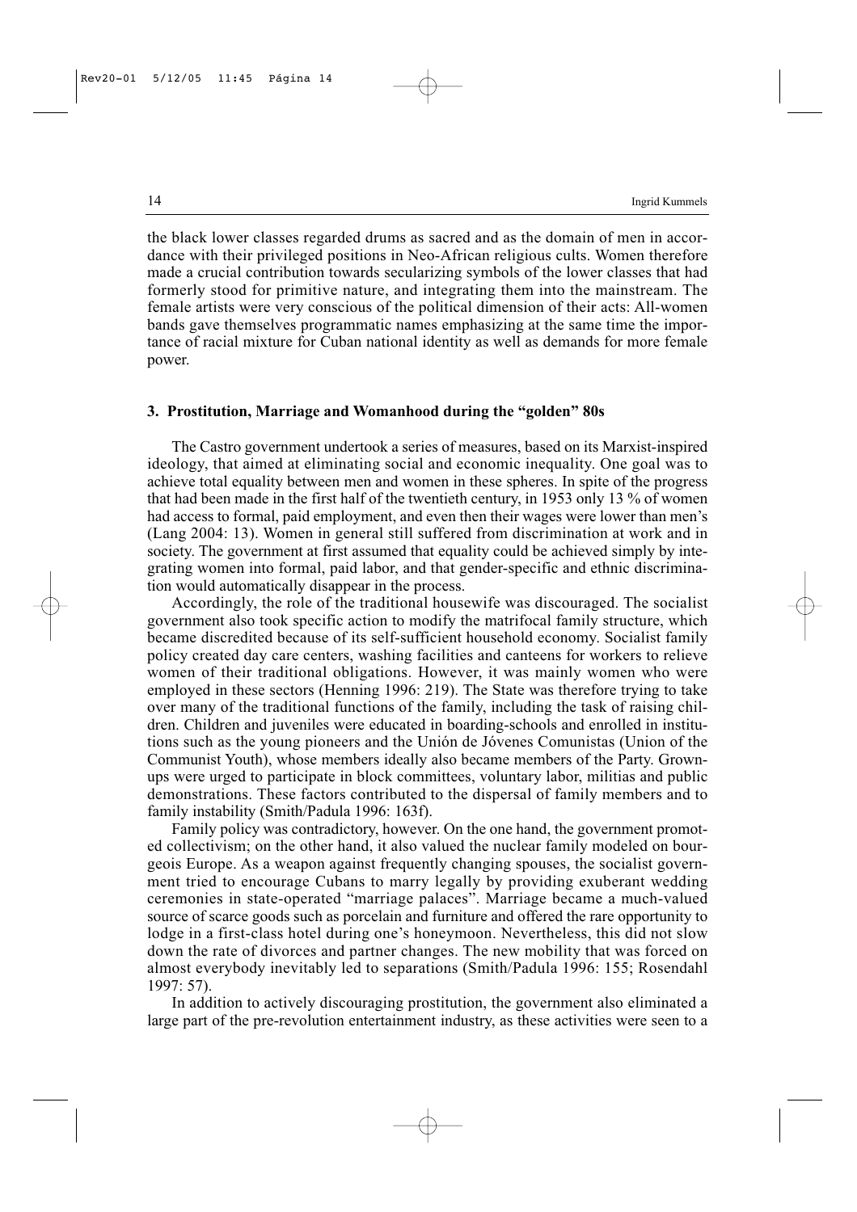the black lower classes regarded drums as sacred and as the domain of men in accordance with their privileged positions in Neo-African religious cults. Women therefore made a crucial contribution towards secularizing symbols of the lower classes that had formerly stood for primitive nature, and integrating them into the mainstream. The female artists were very conscious of the political dimension of their acts: All-women bands gave themselves programmatic names emphasizing at the same time the importance of racial mixture for Cuban national identity as well as demands for more female power.

## 3. Prostitution, Marriage and Womanhood during the "golden" 80s

The Castro government undertook a series of measures, based on its Marxist-inspired ideology, that aimed at eliminating social and economic inequality. One goal was to achieve total equality between men and women in these spheres. In spite of the progress that had been made in the first half of the twentieth century, in 1953 only 13 % of women had access to formal, paid employment, and even then their wages were lower than men's (Lang 2004: 13). Women in general still suffered from discrimination at work and in society. The government at first assumed that equality could be achieved simply by integrating women into formal, paid labor, and that gender-specific and ethnic discrimination would automatically disappear in the process.

Accordingly, the role of the traditional housewife was discouraged. The socialist government also took specific action to modify the matrifocal family structure, which became discredited because of its self-sufficient household economy. Socialist family policy created day care centers, washing facilities and canteens for workers to relieve women of their traditional obligations. However, it was mainly women who were employed in these sectors (Henning 1996: 219). The State was therefore trying to take over many of the traditional functions of the family, including the task of raising children. Children and juveniles were educated in boarding-schools and enrolled in institutions such as the young pioneers and the Unión de Jóvenes Comunistas (Union of the Communist Youth), whose members ideally also became members of the Party. Grown-ups were urged to participate in block committees, voluntary labor, militias and public demonstrations. These factors contributed to the dispersal of family members and to family instability (Smith/Padula 1996: 163f).

Family policy was contradictory, however. On the one hand, the government promoted collectivism; on the other hand, it also valued the nuclear family modeled on bourgeois Europe. As a weapon against frequently changing spouses, the socialist government tried to encourage Cubans to marry legally by providing exuberant wedding ceremonies in state-operated "marriage palaces". Marriage became a much-valued source of scarce goods such as porcelain and furniture and offered the rare opportunity to lodge in a first-class hotel during one's honeymoon. Nevertheless, this did not slow down the rate of divorces and partner changes. The new mobility that was forced on almost everybody inevitably led to separations (Smith/Padula 1996: 155; Rosendahl 1997: 57).

In addition to actively discouraging prostitution, the government also eliminated a large part of the pre-revolution entertainment industry, as these activities were seen to a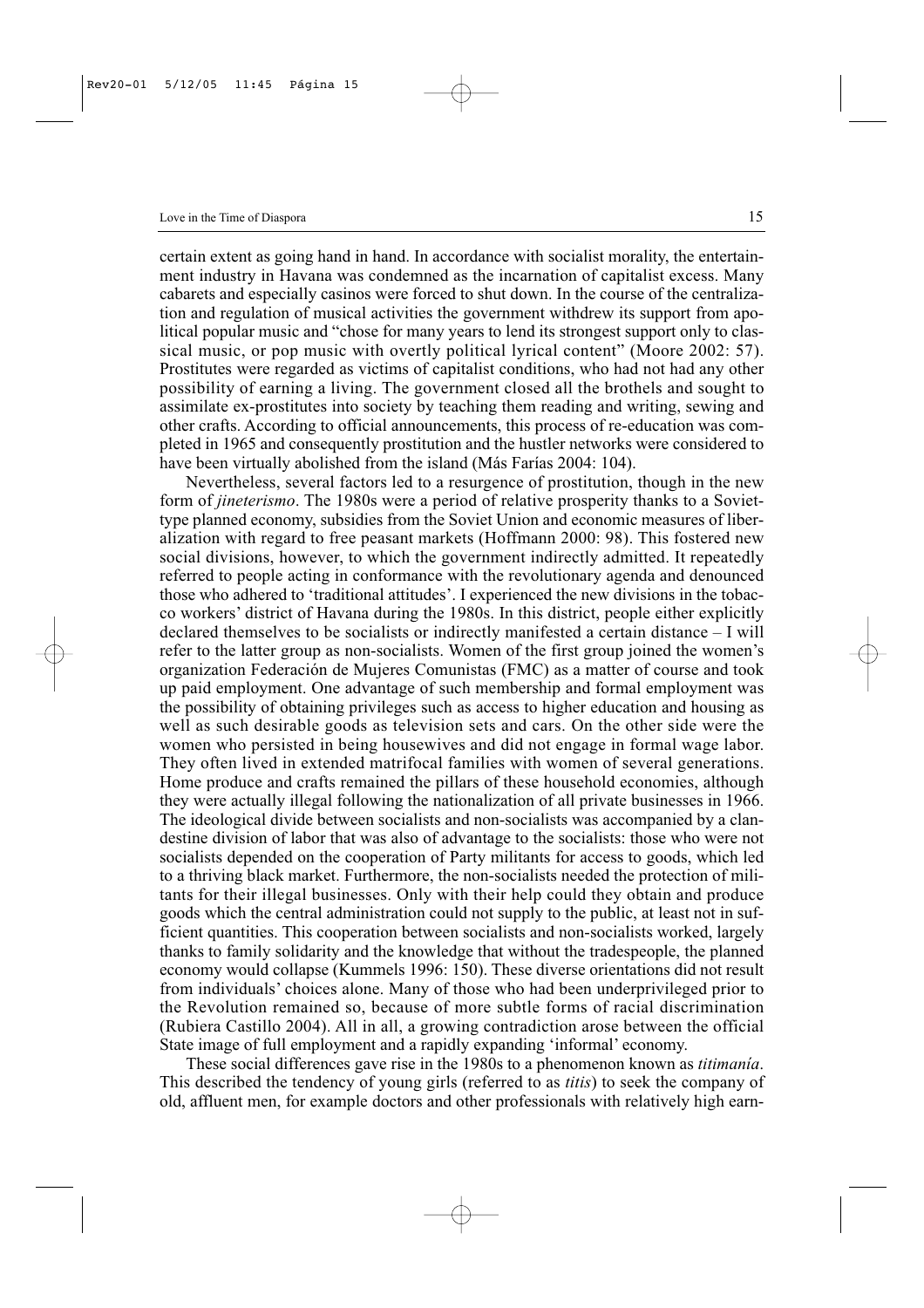certain extent as going hand in hand. In accordance with socialist morality, the entertainment industry in Havana was condemned as the incarnation of capitalist excess. Many cabarets and especially casinos were forced to shut down. In the course of the centralization and regulation of musical activities the government withdrew its support from apolitical popular music and "chose for many years to lend its strongest support only to classical music, or pop music with overtly political lyrical content" (Moore 2002: 57). Prostitutes were regarded as victims of capitalist conditions, who had not had any other possibility of earning a living. The government closed all the brothels and sought to assimilate ex-prostitutes into society by teaching them reading and writing, sewing and other crafts. According to official announcements, this process of re-education was completed in 1965 and consequently prostitution and the hustler networks were considered to have been virtually abolished from the island (Más Farías 2004: 104).

Nevertheless, several factors led to a resurgence of prostitution, though in the new form of *jineterismo*. The 1980s were a period of relative prosperity thanks to a Soviet-type planned economy, subsidies from the Soviet Union and economic measures of liberalization with regard to free peasant markets (Hoffmann 2000: 98). This fostered new social divisions, however, to which the government indirectly admitted. It repeatedly referred to people acting in conformance with the revolutionary agenda and denounced those who adhered to 'traditional attitudes'. I experienced the new divisions in the tobacco workers' district of Havana during the 1980s. In this district, people either explicitly declared themselves to be socialists or indirectly manifested a certain distance – I will refer to the latter group as non-socialists. Women of the first group joined the women's organization Federación de Mujeres Comunistas (FMC) as a matter of course and took up paid employment. One advantage of such membership and formal employment was the possibility of obtaining privileges such as access to higher education and housing as well as such desirable goods as television sets and cars. On the other side were the women who persisted in being housewives and did not engage in formal wage labor. They often lived in extended matrifocal families with women of several generations. Home produce and crafts remained the pillars of these household economies, although they were actually illegal following the nationalization of all private businesses in 1966. The ideological divide between socialists and non-socialists was accompanied by a clandestine division of labor that was also of advantage to the socialists: those who were not socialists depended on the cooperation of Party militants for access to goods, which led to a thriving black market. Furthermore, the non-socialists needed the protection of militants for their illegal businesses. Only with their help could they obtain and produce goods which the central administration could not supply to the public, at least not in sufficient quantities. This cooperation between socialists and non-socialists worked, largely thanks to family solidarity and the knowledge that without the tradespeople, the planned economy would collapse (Kummels 1996: 150). These diverse orientations did not result from individuals' choices alone. Many of those who had been underprivileged prior to the Revolution remained so, because of more subtle forms of racial discrimination (Rubiera Castillo 2004). All in all, a growing contradiction arose between the official State image of full employment and a rapidly expanding 'informal' economy.

These social differences gave rise in the 1980s to a phenomenon known as *titimanía*. This described the tendency of young girls (referred to as *titis*) to seek the company of old, affluent men, for example doctors and other professionals with relatively high earn-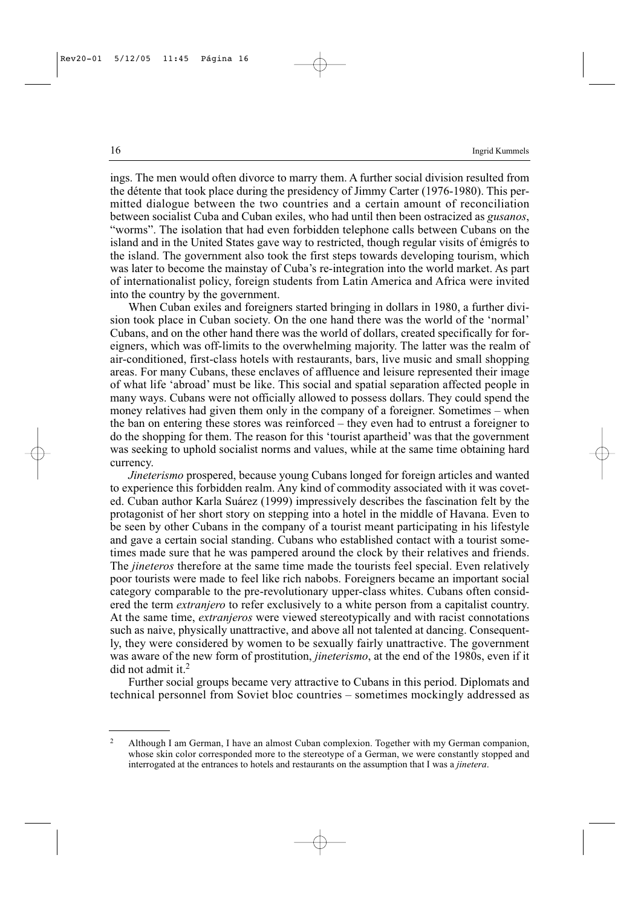ings. The men would often divorce to marry them. A further social division resulted from the détente that took place during the presidency of Jimmy Carter (1976-1980). This permitted dialogue between the two countries and a certain amount of reconciliation between socialist Cuba and Cuban exiles, who had until then been ostracized as *gusanos*, "worms". The isolation that had even forbidden telephone calls between Cubans on the island and in the United States gave way to restricted, though regular visits of émigrés to the island. The government also took the first steps towards developing tourism, which was later to become the mainstay of Cuba's re-integration into the world market. As part of internationalist policy, foreign students from Latin America and Africa were invited into the country by the government.

When Cuban exiles and foreigners started bringing in dollars in 1980, a further division took place in Cuban society. On the one hand there was the world of the 'normal' Cubans, and on the other hand there was the world of dollars, created specifically for foreigners, which was off-limits to the overwhelming majority. The latter was the realm of air-conditioned, first-class hotels with restaurants, bars, live music and small shopping areas. For many Cubans, these enclaves of affluence and leisure represented their image of what life 'abroad' must be like. This social and spatial separation affected people in many ways. Cubans were not officially allowed to possess dollars. They could spend the money relatives had given them only in the company of a foreigner. Sometimes – when the ban on entering these stores was reinforced – they even had to entrust a foreigner to do the shopping for them. The reason for this 'tourist apartheid' was that the government was seeking to uphold socialist norms and values, while at the same time obtaining hard currency.

*Jineterismo* prospered, because young Cubans longed for foreign articles and wanted to experience this forbidden realm. Any kind of commodity associated with it was coveted. Cuban author Karla Suárez (1999) impressively describes the fascination felt by the protagonist of her short story on stepping into a hotel in the middle of Havana. Even to be seen by other Cubans in the company of a tourist meant participating in his lifestyle and gave a certain social standing. Cubans who established contact with a tourist sometimes made sure that he was pampered around the clock by their relatives and friends. The *jineteros* therefore at the same time made the tourists feel special. Even relatively poor tourists were made to feel like rich nabobs. Foreigners became an important social category comparable to the pre-revolutionary upper-class whites. Cubans often considered the term *extranjero* to refer exclusively to a white person from a capitalist country. At the same time, *extranjeros* were viewed stereotypically and with racist connotations such as naive, physically unattractive, and above all not talented at dancing. Consequently, they were considered by women to be sexually fairly unattractive. The government was aware of the new form of prostitution, *jineterismo*, at the end of the 1980s, even if it did not admit it.[2]

Further social groups became very attractive to Cubans in this period. Diplomats and technical personnel from Soviet bloc countries – sometimes mockingly addressed as

---

[2] Although I am German, I have an almost Cuban complexion. Together with my German companion, whose skin color corresponded more to the stereotype of a German, we were constantly stopped and interrogated at the entrances to hotels and restaurants on the assumption that I was a *jinetera*.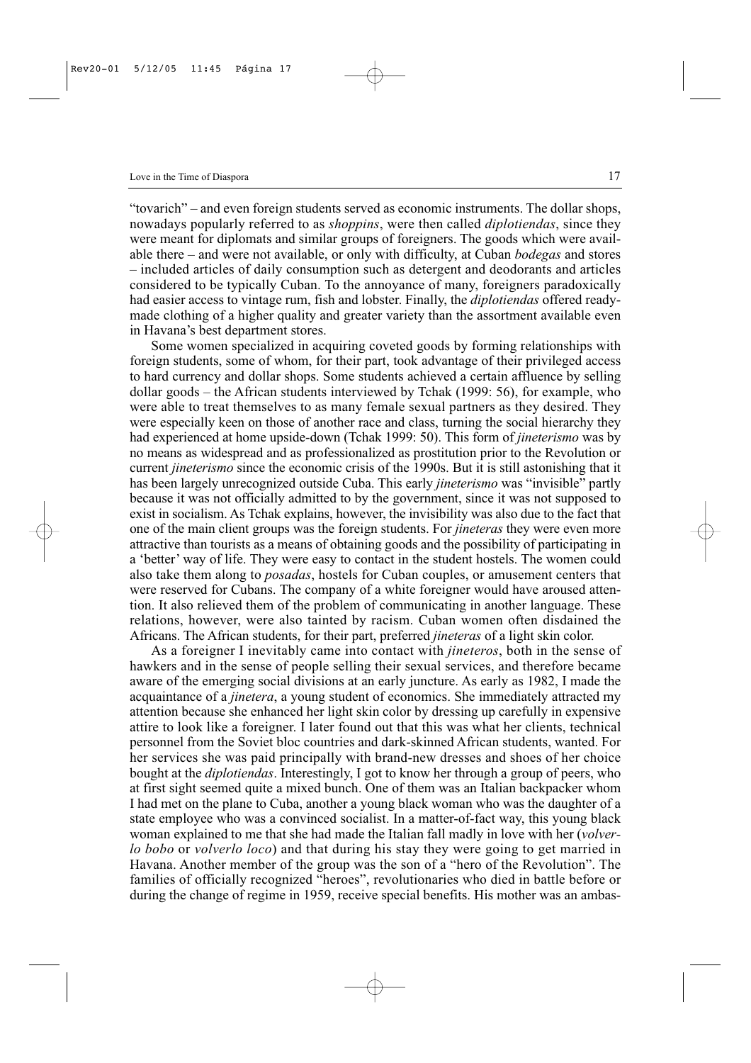"tovarich" – and even foreign students served as economic instruments. The dollar shops, nowadays popularly referred to as *shoppins*, were then called *diplotiendas*, since they were meant for diplomats and similar groups of foreigners. The goods which were available there – and were not available, or only with difficulty, at Cuban *bodegas* and stores – included articles of daily consumption such as detergent and deodorants and articles considered to be typically Cuban. To the annoyance of many, foreigners paradoxically had easier access to vintage rum, fish and lobster. Finally, the *diplotiendas* offered ready-made clothing of a higher quality and greater variety than the assortment available even in Havana's best department stores.

Some women specialized in acquiring coveted goods by forming relationships with foreign students, some of whom, for their part, took advantage of their privileged access to hard currency and dollar shops. Some students achieved a certain affluence by selling dollar goods – the African students interviewed by Tchak (1999: 56), for example, who were able to treat themselves to as many female sexual partners as they desired. They were especially keen on those of another race and class, turning the social hierarchy they had experienced at home upside-down (Tchak 1999: 50). This form of *jineterismo* was by no means as widespread and as professionalized as prostitution prior to the Revolution or current *jineterismo* since the economic crisis of the 1990s. But it is still astonishing that it has been largely unrecognized outside Cuba. This early *jineterismo* was "invisible" partly because it was not officially admitted to by the government, since it was not supposed to exist in socialism. As Tchak explains, however, the invisibility was also due to the fact that one of the main client groups was the foreign students. For *jineteras* they were even more attractive than tourists as a means of obtaining goods and the possibility of participating in a 'better' way of life. They were easy to contact in the student hostels. The women could also take them along to *posadas*, hostels for Cuban couples, or amusement centers that were reserved for Cubans. The company of a white foreigner would have aroused attention. It also relieved them of the problem of communicating in another language. These relations, however, were also tainted by racism. Cuban women often disdained the Africans. The African students, for their part, preferred *jineteras* of a light skin color.

As a foreigner I inevitably came into contact with *jineteros*, both in the sense of hawkers and in the sense of people selling their sexual services, and therefore became aware of the emerging social divisions at an early juncture. As early as 1982, I made the acquaintance of a *jinetera*, a young student of economics. She immediately attracted my attention because she enhanced her light skin color by dressing up carefully in expensive attire to look like a foreigner. I later found out that this was what her clients, technical personnel from the Soviet bloc countries and dark-skinned African students, wanted. For her services she was paid principally with brand-new dresses and shoes of her choice bought at the *diplotiendas*. Interestingly, I got to know her through a group of peers, who at first sight seemed quite a mixed bunch. One of them was an Italian backpacker whom I had met on the plane to Cuba, another a young black woman who was the daughter of a state employee who was a convinced socialist. In a matter-of-fact way, this young black woman explained to me that she had made the Italian fall madly in love with her (*volverlo bobo* or *volverlo loco*) and that during his stay they were going to get married in Havana. Another member of the group was the son of a "hero of the Revolution". The families of officially recognized "heroes", revolutionaries who died in battle before or during the change of regime in 1959, receive special benefits. His mother was an ambas-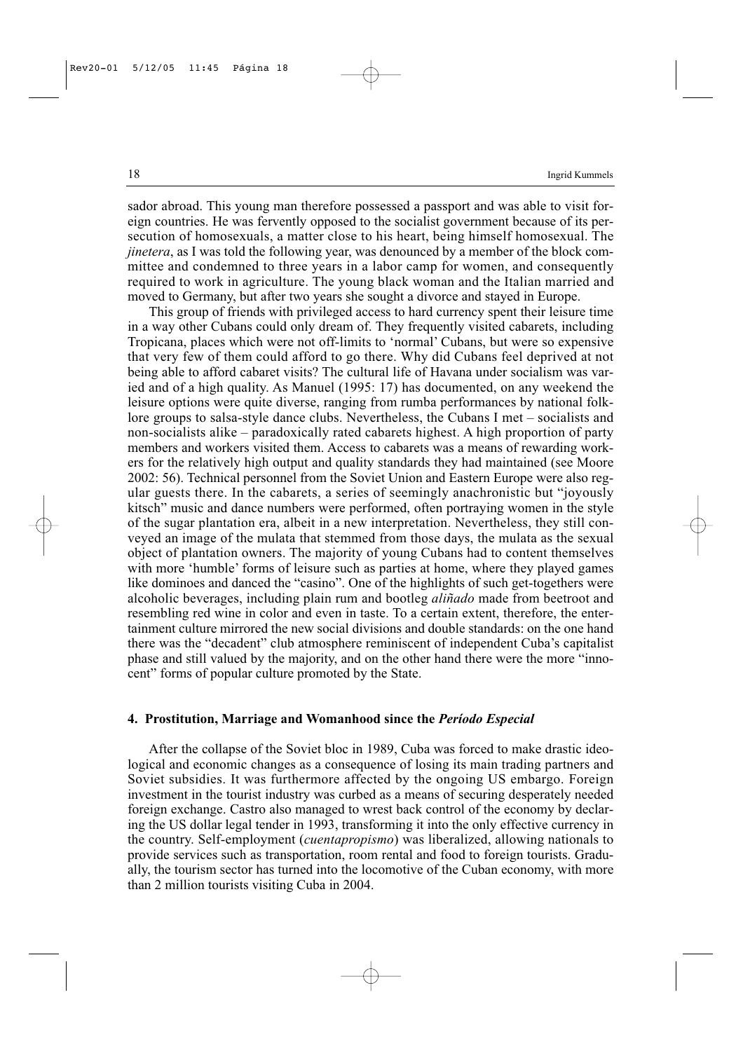sador abroad. This young man therefore possessed a passport and was able to visit foreign countries. He was fervently opposed to the socialist government because of its persecution of homosexuals, a matter close to his heart, being himself homosexual. The *jinetera*, as I was told the following year, was denounced by a member of the block committee and condemned to three years in a labor camp for women, and consequently required to work in agriculture. The young black woman and the Italian married and moved to Germany, but after two years she sought a divorce and stayed in Europe.

This group of friends with privileged access to hard currency spent their leisure time in a way other Cubans could only dream of. They frequently visited cabarets, including Tropicana, places which were not off-limits to 'normal' Cubans, but were so expensive that very few of them could afford to go there. Why did Cubans feel deprived at not being able to afford cabaret visits? The cultural life of Havana under socialism was varied and of a high quality. As Manuel (1995: 17) has documented, on any weekend the leisure options were quite diverse, ranging from rumba performances by national folklore groups to salsa-style dance clubs. Nevertheless, the Cubans I met – socialists and non-socialists alike – paradoxically rated cabarets highest. A high proportion of party members and workers visited them. Access to cabarets was a means of rewarding workers for the relatively high output and quality standards they had maintained (see Moore 2002: 56). Technical personnel from the Soviet Union and Eastern Europe were also regular guests there. In the cabarets, a series of seemingly anachronistic but "joyously kitsch" music and dance numbers were performed, often portraying women in the style of the sugar plantation era, albeit in a new interpretation. Nevertheless, they still conveyed an image of the mulata that stemmed from those days, the mulata as the sexual object of plantation owners. The majority of young Cubans had to content themselves with more 'humble' forms of leisure such as parties at home, where they played games like dominoes and danced the "casino". One of the highlights of such get-togethers were alcoholic beverages, including plain rum and bootleg *aliñado* made from beetroot and resembling red wine in color and even in taste. To a certain extent, therefore, the entertainment culture mirrored the new social divisions and double standards: on the one hand there was the "decadent" club atmosphere reminiscent of independent Cuba's capitalist phase and still valued by the majority, and on the other hand there were the more "innocent" forms of popular culture promoted by the State.

## 4. Prostitution, Marriage and Womanhood since the *Período Especial*

After the collapse of the Soviet bloc in 1989, Cuba was forced to make drastic ideological and economic changes as a consequence of losing its main trading partners and Soviet subsidies. It was furthermore affected by the ongoing US embargo. Foreign investment in the tourist industry was curbed as a means of securing desperately needed foreign exchange. Castro also managed to wrest back control of the economy by declaring the US dollar legal tender in 1993, transforming it into the only effective currency in the country. Self-employment (*cuentapropismo*) was liberalized, allowing nationals to provide services such as transportation, room rental and food to foreign tourists. Gradually, the tourism sector has turned into the locomotive of the Cuban economy, with more than 2 million tourists visiting Cuba in 2004.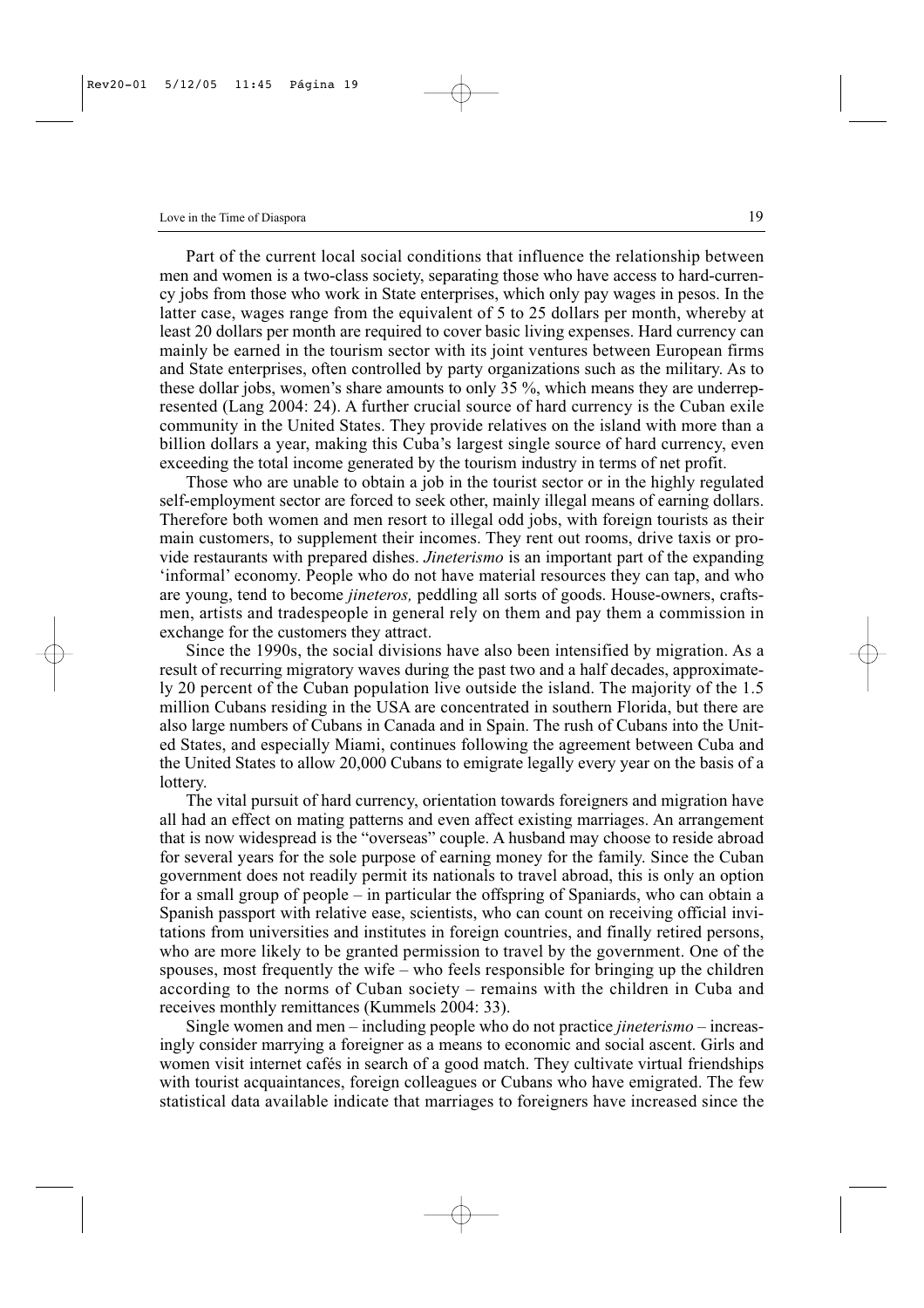Part of the current local social conditions that influence the relationship between men and women is a two-class society, separating those who have access to hard-currency jobs from those who work in State enterprises, which only pay wages in pesos. In the latter case, wages range from the equivalent of 5 to 25 dollars per month, whereby at least 20 dollars per month are required to cover basic living expenses. Hard currency can mainly be earned in the tourism sector with its joint ventures between European firms and State enterprises, often controlled by party organizations such as the military. As to these dollar jobs, women's share amounts to only 35 %, which means they are underrepresented (Lang 2004: 24). A further crucial source of hard currency is the Cuban exile community in the United States. They provide relatives on the island with more than a billion dollars a year, making this Cuba's largest single source of hard currency, even exceeding the total income generated by the tourism industry in terms of net profit.

Those who are unable to obtain a job in the tourist sector or in the highly regulated self-employment sector are forced to seek other, mainly illegal means of earning dollars. Therefore both women and men resort to illegal odd jobs, with foreign tourists as their main customers, to supplement their incomes. They rent out rooms, drive taxis or provide restaurants with prepared dishes. *Jineterismo* is an important part of the expanding 'informal' economy. People who do not have material resources they can tap, and who are young, tend to become *jineteros,* peddling all sorts of goods. House-owners, craftsmen, artists and tradespeople in general rely on them and pay them a commission in exchange for the customers they attract.

Since the 1990s, the social divisions have also been intensified by migration. As a result of recurring migratory waves during the past two and a half decades, approximately 20 percent of the Cuban population live outside the island. The majority of the 1.5 million Cubans residing in the USA are concentrated in southern Florida, but there are also large numbers of Cubans in Canada and in Spain. The rush of Cubans into the United States, and especially Miami, continues following the agreement between Cuba and the United States to allow 20,000 Cubans to emigrate legally every year on the basis of a lottery.

The vital pursuit of hard currency, orientation towards foreigners and migration have all had an effect on mating patterns and even affect existing marriages. An arrangement that is now widespread is the "overseas" couple. A husband may choose to reside abroad for several years for the sole purpose of earning money for the family. Since the Cuban government does not readily permit its nationals to travel abroad, this is only an option for a small group of people – in particular the offspring of Spaniards, who can obtain a Spanish passport with relative ease, scientists, who can count on receiving official invitations from universities and institutes in foreign countries, and finally retired persons, who are more likely to be granted permission to travel by the government. One of the spouses, most frequently the wife – who feels responsible for bringing up the children according to the norms of Cuban society – remains with the children in Cuba and receives monthly remittances (Kummels 2004: 33).

Single women and men – including people who do not practice *jineterismo* – increasingly consider marrying a foreigner as a means to economic and social ascent. Girls and women visit internet cafés in search of a good match. They cultivate virtual friendships with tourist acquaintances, foreign colleagues or Cubans who have emigrated. The few statistical data available indicate that marriages to foreigners have increased since the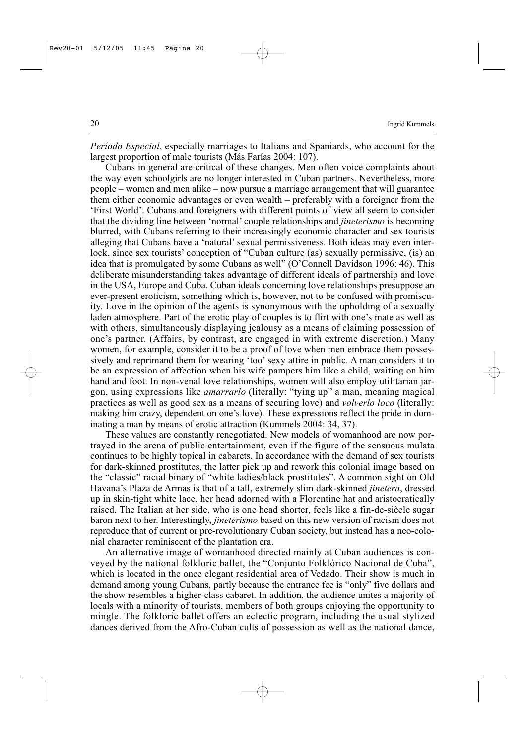*Período Especial*, especially marriages to Italians and Spaniards, who account for the largest proportion of male tourists (Más Farías 2004: 107).

Cubans in general are critical of these changes. Men often voice complaints about the way even schoolgirls are no longer interested in Cuban partners. Nevertheless, more people – women and men alike – now pursue a marriage arrangement that will guarantee them either economic advantages or even wealth – preferably with a foreigner from the 'First World'. Cubans and foreigners with different points of view all seem to consider that the dividing line between 'normal' couple relationships and *jineterismo* is becoming blurred, with Cubans referring to their increasingly economic character and sex tourists alleging that Cubans have a 'natural' sexual permissiveness. Both ideas may even interlock, since sex tourists' conception of "Cuban culture (as) sexually permissive, (is) an idea that is promulgated by some Cubans as well" (O'Connell Davidson 1996: 46). This deliberate misunderstanding takes advantage of different ideals of partnership and love in the USA, Europe and Cuba. Cuban ideals concerning love relationships presuppose an ever-present eroticism, something which is, however, not to be confused with promiscuity. Love in the opinion of the agents is synonymous with the upholding of a sexually laden atmosphere. Part of the erotic play of couples is to flirt with one's mate as well as with others, simultaneously displaying jealousy as a means of claiming possession of one's partner. (Affairs, by contrast, are engaged in with extreme discretion.) Many women, for example, consider it to be a proof of love when men embrace them possessively and reprimand them for wearing 'too' sexy attire in public. A man considers it to be an expression of affection when his wife pampers him like a child, waiting on him hand and foot. In non-venal love relationships, women will also employ utilitarian jargon, using expressions like *amarrarlo* (literally: "tying up" a man, meaning magical practices as well as good sex as a means of securing love) and *volverlo loco* (literally: making him crazy, dependent on one's love). These expressions reflect the pride in dominating a man by means of erotic attraction (Kummels 2004: 34, 37).

These values are constantly renegotiated. New models of womanhood are now portrayed in the arena of public entertainment, even if the figure of the sensuous mulata continues to be highly topical in cabarets. In accordance with the demand of sex tourists for dark-skinned prostitutes, the latter pick up and rework this colonial image based on the "classic" racial binary of "white ladies/black prostitutes". A common sight on Old Havana's Plaza de Armas is that of a tall, extremely slim dark-skinned *jinetera*, dressed up in skin-tight white lace, her head adorned with a Florentine hat and aristocratically raised. The Italian at her side, who is one head shorter, feels like a fin-de-siècle sugar baron next to her. Interestingly, *jineterismo* based on this new version of racism does not reproduce that of current or pre-revolutionary Cuban society, but instead has a neo-colonial character reminiscent of the plantation era.

An alternative image of womanhood directed mainly at Cuban audiences is conveyed by the national folkloric ballet, the "Conjunto Folklórico Nacional de Cuba", which is located in the once elegant residential area of Vedado. Their show is much in demand among young Cubans, partly because the entrance fee is "only" five dollars and the show resembles a higher-class cabaret. In addition, the audience unites a majority of locals with a minority of tourists, members of both groups enjoying the opportunity to mingle. The folkloric ballet offers an eclectic program, including the usual stylized dances derived from the Afro-Cuban cults of possession as well as the national dance,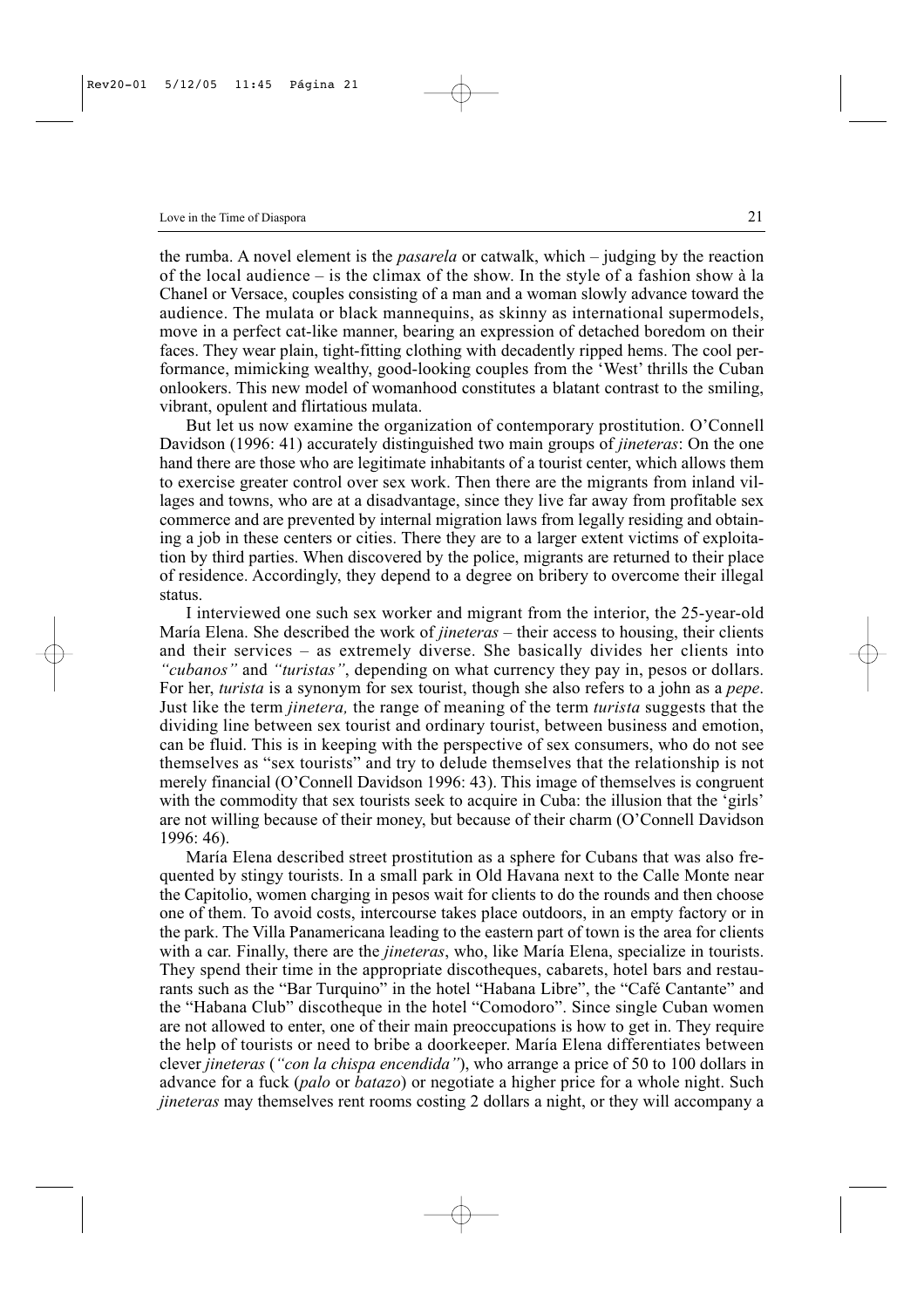the rumba. A novel element is the *pasarela* or catwalk, which – judging by the reaction of the local audience – is the climax of the show. In the style of a fashion show à la Chanel or Versace, couples consisting of a man and a woman slowly advance toward the audience. The mulata or black mannequins, as skinny as international supermodels, move in a perfect cat-like manner, bearing an expression of detached boredom on their faces. They wear plain, tight-fitting clothing with decadently ripped hems. The cool performance, mimicking wealthy, good-looking couples from the 'West' thrills the Cuban onlookers. This new model of womanhood constitutes a blatant contrast to the smiling, vibrant, opulent and flirtatious mulata.

But let us now examine the organization of contemporary prostitution. O'Connell Davidson (1996: 41) accurately distinguished two main groups of *jineteras*: On the one hand there are those who are legitimate inhabitants of a tourist center, which allows them to exercise greater control over sex work. Then there are the migrants from inland villages and towns, who are at a disadvantage, since they live far away from profitable sex commerce and are prevented by internal migration laws from legally residing and obtaining a job in these centers or cities. There they are to a larger extent victims of exploitation by third parties. When discovered by the police, migrants are returned to their place of residence. Accordingly, they depend to a degree on bribery to overcome their illegal status.

I interviewed one such sex worker and migrant from the interior, the 25-year-old María Elena. She described the work of *jineteras* – their access to housing, their clients and their services – as extremely diverse. She basically divides her clients into *"cubanos"* and *"turistas"*, depending on what currency they pay in, pesos or dollars. For her, *turista* is a synonym for sex tourist, though she also refers to a john as a *pepe*. Just like the term *jinetera,* the range of meaning of the term *turista* suggests that the dividing line between sex tourist and ordinary tourist, between business and emotion, can be fluid. This is in keeping with the perspective of sex consumers, who do not see themselves as "sex tourists" and try to delude themselves that the relationship is not merely financial (O'Connell Davidson 1996: 43). This image of themselves is congruent with the commodity that sex tourists seek to acquire in Cuba: the illusion that the 'girls' are not willing because of their money, but because of their charm (O'Connell Davidson 1996: 46).

María Elena described street prostitution as a sphere for Cubans that was also frequented by stingy tourists. In a small park in Old Havana next to the Calle Monte near the Capitolio, women charging in pesos wait for clients to do the rounds and then choose one of them. To avoid costs, intercourse takes place outdoors, in an empty factory or in the park. The Villa Panamericana leading to the eastern part of town is the area for clients with a car. Finally, there are the *jineteras*, who, like María Elena, specialize in tourists. They spend their time in the appropriate discotheques, cabarets, hotel bars and restaurants such as the "Bar Turquino" in the hotel "Habana Libre", the "Café Cantante" and the "Habana Club" discotheque in the hotel "Comodoro". Since single Cuban women are not allowed to enter, one of their main preoccupations is how to get in. They require the help of tourists or need to bribe a doorkeeper. María Elena differentiates between clever *jineteras* (*"con la chispa encendida"*), who arrange a price of 50 to 100 dollars in advance for a fuck (*palo* or *batazo*) or negotiate a higher price for a whole night. Such *jineteras* may themselves rent rooms costing 2 dollars a night, or they will accompany a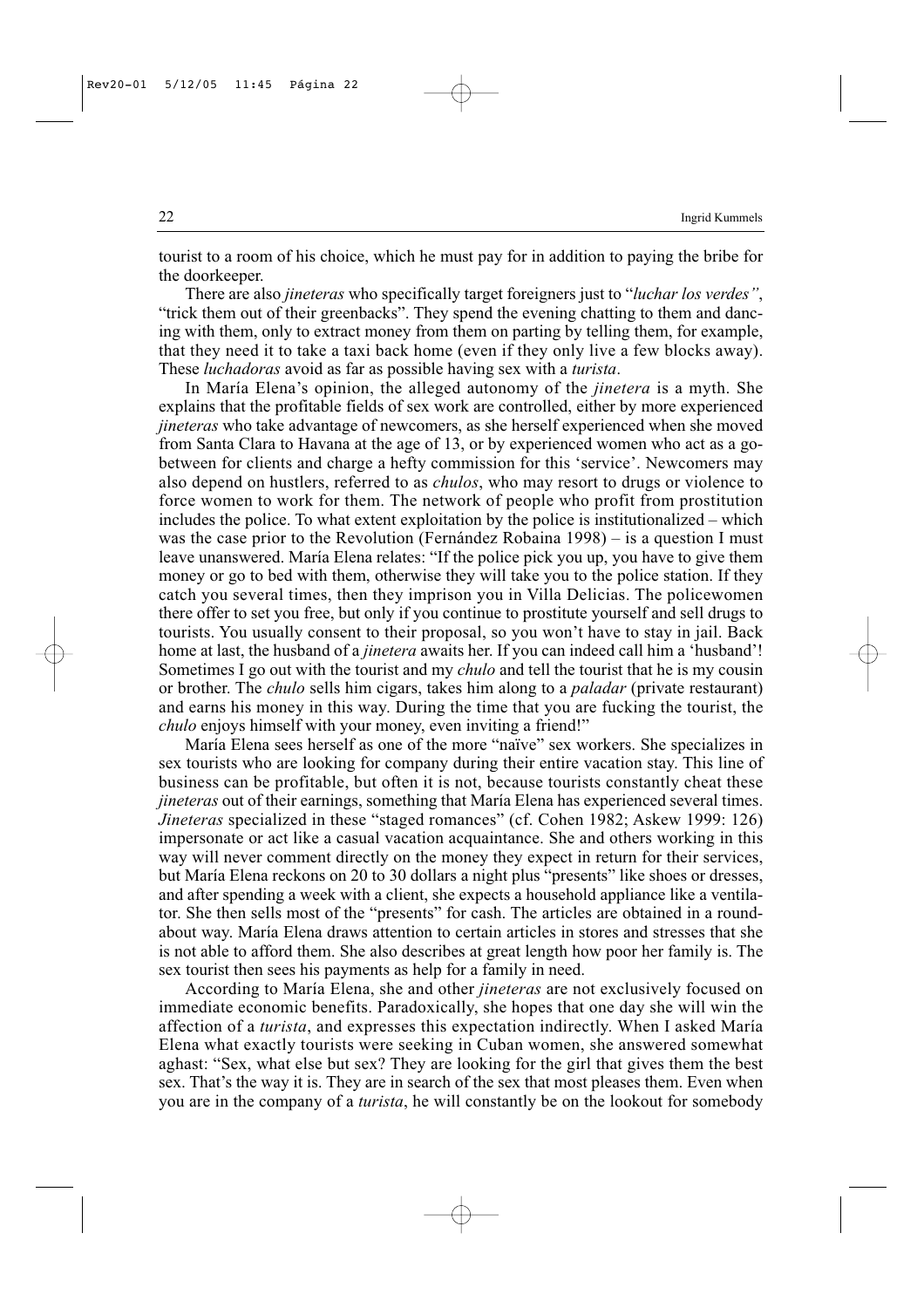tourist to a room of his choice, which he must pay for in addition to paying the bribe for the doorkeeper.

There are also *jineteras* who specifically target foreigners just to "*luchar los verdes"*, "trick them out of their greenbacks". They spend the evening chatting to them and dancing with them, only to extract money from them on parting by telling them, for example, that they need it to take a taxi back home (even if they only live a few blocks away). These *luchadoras* avoid as far as possible having sex with a *turista*.

In María Elena's opinion, the alleged autonomy of the *jinetera* is a myth. She explains that the profitable fields of sex work are controlled, either by more experienced *jineteras* who take advantage of newcomers, as she herself experienced when she moved from Santa Clara to Havana at the age of 13, or by experienced women who act as a go-between for clients and charge a hefty commission for this 'service'. Newcomers may also depend on hustlers, referred to as *chulos*, who may resort to drugs or violence to force women to work for them. The network of people who profit from prostitution includes the police. To what extent exploitation by the police is institutionalized – which was the case prior to the Revolution (Fernández Robaina 1998) – is a question I must leave unanswered. María Elena relates: "If the police pick you up, you have to give them money or go to bed with them, otherwise they will take you to the police station. If they catch you several times, then they imprison you in Villa Delicias. The policewomen there offer to set you free, but only if you continue to prostitute yourself and sell drugs to tourists. You usually consent to their proposal, so you won't have to stay in jail. Back home at last, the husband of a *jinetera* awaits her. If you can indeed call him a 'husband'! Sometimes I go out with the tourist and my *chulo* and tell the tourist that he is my cousin or brother. The *chulo* sells him cigars, takes him along to a *paladar* (private restaurant) and earns his money in this way. During the time that you are fucking the tourist, the *chulo* enjoys himself with your money, even inviting a friend!"

María Elena sees herself as one of the more "naïve" sex workers. She specializes in sex tourists who are looking for company during their entire vacation stay. This line of business can be profitable, but often it is not, because tourists constantly cheat these *jineteras* out of their earnings, something that María Elena has experienced several times. *Jineteras* specialized in these "staged romances" (cf. Cohen 1982; Askew 1999: 126) impersonate or act like a casual vacation acquaintance. She and others working in this way will never comment directly on the money they expect in return for their services, but María Elena reckons on 20 to 30 dollars a night plus "presents" like shoes or dresses, and after spending a week with a client, she expects a household appliance like a ventilator. She then sells most of the "presents" for cash. The articles are obtained in a roundabout way. María Elena draws attention to certain articles in stores and stresses that she is not able to afford them. She also describes at great length how poor her family is. The sex tourist then sees his payments as help for a family in need.

According to María Elena, she and other *jineteras* are not exclusively focused on immediate economic benefits. Paradoxically, she hopes that one day she will win the affection of a *turista*, and expresses this expectation indirectly. When I asked María Elena what exactly tourists were seeking in Cuban women, she answered somewhat aghast: "Sex, what else but sex? They are looking for the girl that gives them the best sex. That's the way it is. They are in search of the sex that most pleases them. Even when you are in the company of a *turista*, he will constantly be on the lookout for somebody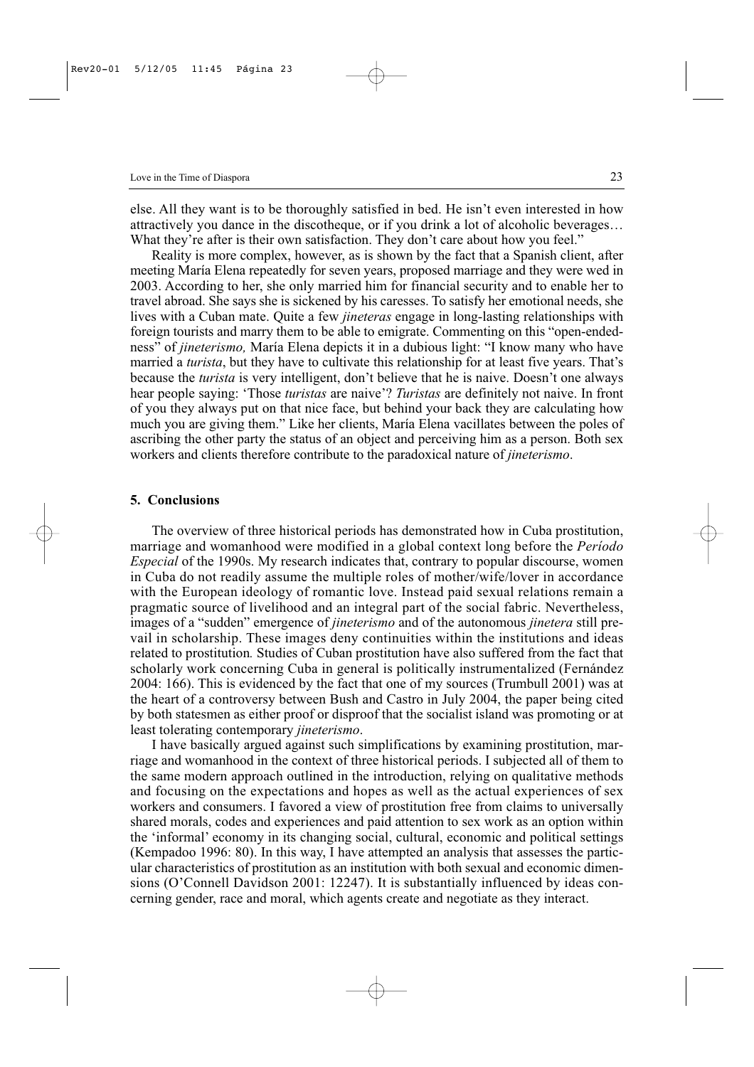else. All they want is to be thoroughly satisfied in bed. He isn't even interested in how attractively you dance in the discotheque, or if you drink a lot of alcoholic beverages… What they're after is their own satisfaction. They don't care about how you feel."

Reality is more complex, however, as is shown by the fact that a Spanish client, after meeting María Elena repeatedly for seven years, proposed marriage and they were wed in 2003. According to her, she only married him for financial security and to enable her to travel abroad. She says she is sickened by his caresses. To satisfy her emotional needs, she lives with a Cuban mate. Quite a few *jineteras* engage in long-lasting relationships with foreign tourists and marry them to be able to emigrate. Commenting on this "open-endedness" of *jineterismo,* María Elena depicts it in a dubious light: "I know many who have married a *turista*, but they have to cultivate this relationship for at least five years. That's because the *turista* is very intelligent, don't believe that he is naive. Doesn't one always hear people saying: 'Those *turistas* are naive'? *Turistas* are definitely not naive. In front of you they always put on that nice face, but behind your back they are calculating how much you are giving them." Like her clients, María Elena vacillates between the poles of ascribing the other party the status of an object and perceiving him as a person. Both sex workers and clients therefore contribute to the paradoxical nature of *jineterismo*.

## 5. Conclusions

The overview of three historical periods has demonstrated how in Cuba prostitution, marriage and womanhood were modified in a global context long before the *Período Especial* of the 1990s. My research indicates that, contrary to popular discourse, women in Cuba do not readily assume the multiple roles of mother/wife/lover in accordance with the European ideology of romantic love. Instead paid sexual relations remain a pragmatic source of livelihood and an integral part of the social fabric. Nevertheless, images of a "sudden" emergence of *jineterismo* and of the autonomous *jinetera* still prevail in scholarship. These images deny continuities within the institutions and ideas related to prostitution*.* Studies of Cuban prostitution have also suffered from the fact that scholarly work concerning Cuba in general is politically instrumentalized (Fernández 2004: 166). This is evidenced by the fact that one of my sources (Trumbull 2001) was at the heart of a controversy between Bush and Castro in July 2004, the paper being cited by both statesmen as either proof or disproof that the socialist island was promoting or at least tolerating contemporary *jineterismo*.

I have basically argued against such simplifications by examining prostitution, marriage and womanhood in the context of three historical periods. I subjected all of them to the same modern approach outlined in the introduction, relying on qualitative methods and focusing on the expectations and hopes as well as the actual experiences of sex workers and consumers. I favored a view of prostitution free from claims to universally shared morals, codes and experiences and paid attention to sex work as an option within the 'informal' economy in its changing social, cultural, economic and political settings (Kempadoo 1996: 80). In this way, I have attempted an analysis that assesses the particular characteristics of prostitution as an institution with both sexual and economic dimensions (O'Connell Davidson 2001: 12247). It is substantially influenced by ideas concerning gender, race and moral, which agents create and negotiate as they interact.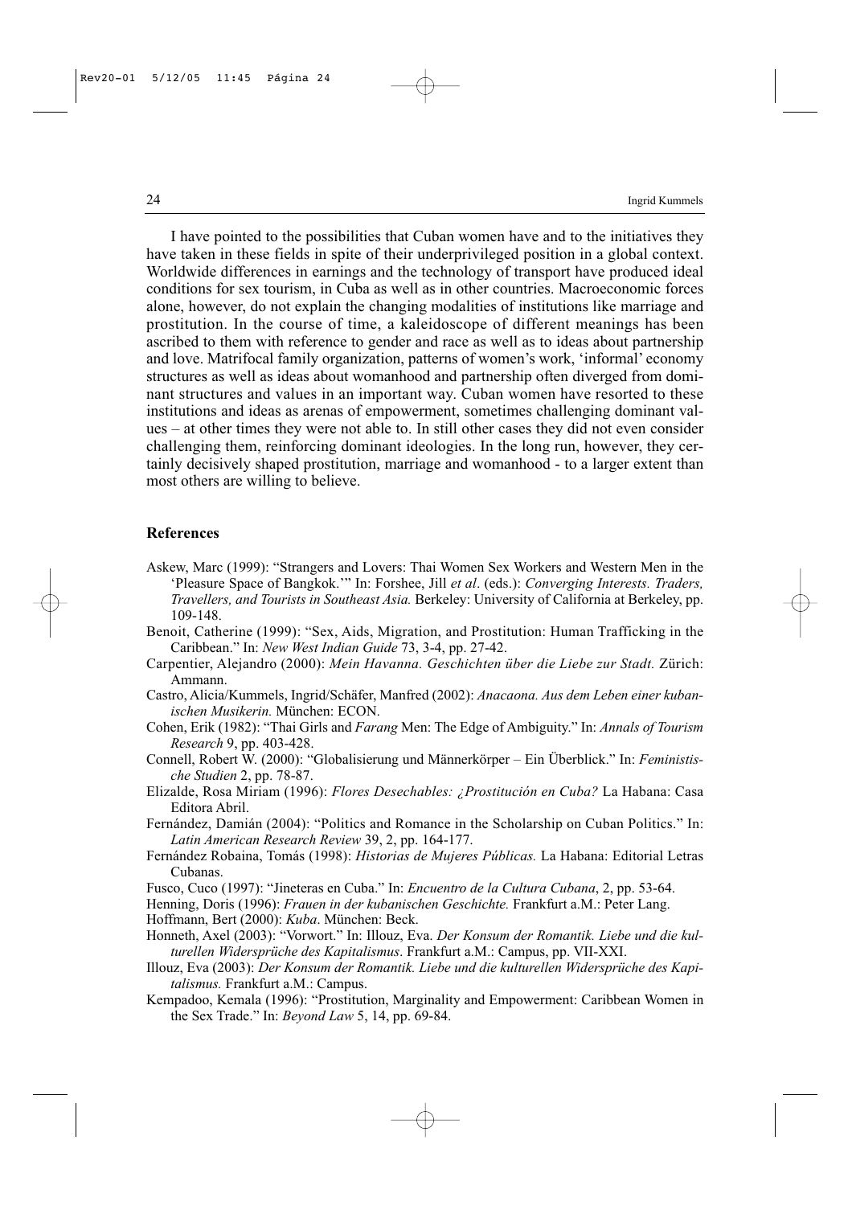I have pointed to the possibilities that Cuban women have and to the initiatives they have taken in these fields in spite of their underprivileged position in a global context. Worldwide differences in earnings and the technology of transport have produced ideal conditions for sex tourism, in Cuba as well as in other countries. Macroeconomic forces alone, however, do not explain the changing modalities of institutions like marriage and prostitution. In the course of time, a kaleidoscope of different meanings has been ascribed to them with reference to gender and race as well as to ideas about partnership and love. Matrifocal family organization, patterns of women's work, 'informal' economy structures as well as ideas about womanhood and partnership often diverged from dominant structures and values in an important way. Cuban women have resorted to these institutions and ideas as arenas of empowerment, sometimes challenging dominant values – at other times they were not able to. In still other cases they did not even consider challenging them, reinforcing dominant ideologies. In the long run, however, they certainly decisively shaped prostitution, marriage and womanhood - to a larger extent than most others are willing to believe.

## References

Askew, Marc (1999): "Strangers and Lovers: Thai Women Sex Workers and Western Men in the 'Pleasure Space of Bangkok.'" In: Forshee, Jill *et al*. (eds.): *Converging Interests. Traders, Travellers, and Tourists in Southeast Asia.* Berkeley: University of California at Berkeley, pp. 109-148.

Benoit, Catherine (1999): "Sex, Aids, Migration, and Prostitution: Human Trafficking in the Caribbean." In: *New West Indian Guide* 73, 3-4, pp. 27-42.

Carpentier, Alejandro (2000): *Mein Havanna. Geschichten über die Liebe zur Stadt.* Zürich: Ammann.

Castro, Alicia/Kummels, Ingrid/Schäfer, Manfred (2002): *Anacaona. Aus dem Leben einer kubanischen Musikerin.* München: ECON.

Cohen, Erik (1982): "Thai Girls and *Farang* Men: The Edge of Ambiguity." In: *Annals of Tourism Research* 9, pp. 403-428.

Connell, Robert W. (2000): "Globalisierung und Männerkörper – Ein Überblick." In: *Feministische Studien* 2, pp. 78-87.

Elizalde, Rosa Miriam (1996): *Flores Desechables: ¿Prostitución en Cuba?* La Habana: Casa Editora Abril.

Fernández, Damián (2004): "Politics and Romance in the Scholarship on Cuban Politics." In: *Latin American Research Review* 39, 2, pp. 164-177.

Fernández Robaina, Tomás (1998): *Historias de Mujeres Públicas.* La Habana: Editorial Letras Cubanas.

Fusco, Cuco (1997): "Jineteras en Cuba." In: *Encuentro de la Cultura Cubana*, 2, pp. 53-64.

Henning, Doris (1996): *Frauen in der kubanischen Geschichte.* Frankfurt a.M.: Peter Lang.

Hoffmann, Bert (2000): *Kuba*. München: Beck.

Honneth, Axel (2003): "Vorwort." In: Illouz, Eva. *Der Konsum der Romantik. Liebe und die kulturellen Widersprüche des Kapitalismus*. Frankfurt a.M.: Campus, pp. VII-XXI.

Illouz, Eva (2003): *Der Konsum der Romantik. Liebe und die kulturellen Widersprüche des Kapitalismus.* Frankfurt a.M.: Campus.

Kempadoo, Kemala (1996): "Prostitution, Marginality and Empowerment: Caribbean Women in the Sex Trade." In: *Beyond Law* 5, 14, pp. 69-84.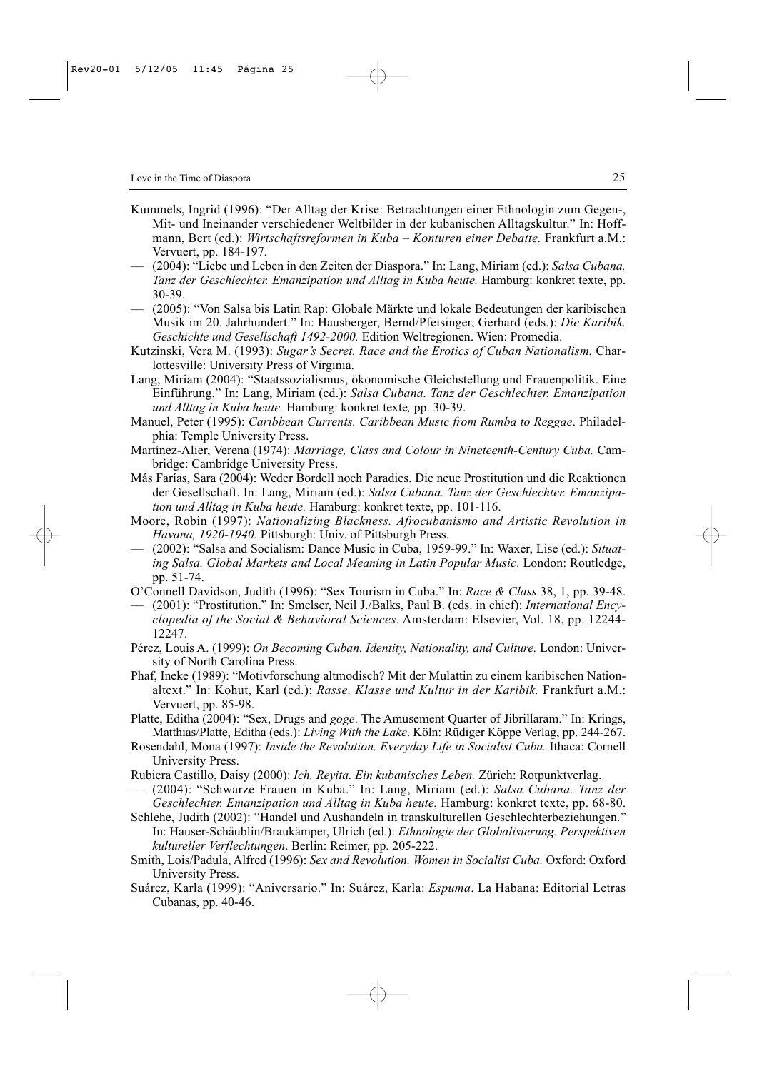Kummels, Ingrid (1996): “Der Alltag der Krise: Betrachtungen einer Ethnologin zum Gegen-, Mit- und Ineinander verschiedener Weltbilder in der kubanischen Alltagskultur.” In: Hoffmann, Bert (ed.): *Wirtschaftsreformen in Kuba – Konturen einer Debatte.* Frankfurt a.M.: Vervuert, pp. 184-197.

— (2004): “Liebe und Leben in den Zeiten der Diaspora.” In: Lang, Miriam (ed.): *Salsa Cubana. Tanz der Geschlechter. Emanzipation und Alltag in Kuba heute.* Hamburg: konkret texte, pp. 30-39.

— (2005): “Von Salsa bis Latin Rap: Globale Märkte und lokale Bedeutungen der karibischen Musik im 20. Jahrhundert.” In: Hausberger, Bernd/Pfeisinger, Gerhard (eds.): *Die Karibik. Geschichte und Gesellschaft 1492-2000.* Edition Weltregionen. Wien: Promedia.

Kutzinski, Vera M. (1993): *Sugar's Secret. Race and the Erotics of Cuban Nationalism.* Charlottesville: University Press of Virginia.

Lang, Miriam (2004): “Staatssozialismus, ökonomische Gleichstellung und Frauenpolitik. Eine Einführung.” In: Lang, Miriam (ed.): *Salsa Cubana. Tanz der Geschlechter. Emanzipation und Alltag in Kuba heute.* Hamburg: konkret texte*,* pp. 30-39.

Manuel, Peter (1995): *Caribbean Currents. Caribbean Music from Rumba to Reggae*. Philadelphia: Temple University Press.

Martínez-Alier, Verena (1974): *Marriage, Class and Colour in Nineteenth-Century Cuba.* Cambridge: Cambridge University Press.

Más Farías, Sara (2004): Weder Bordell noch Paradies. Die neue Prostitution und die Reaktionen der Gesellschaft. In: Lang, Miriam (ed.): *Salsa Cubana. Tanz der Geschlechter. Emanzipation und Alltag in Kuba heute.* Hamburg: konkret texte, pp. 101-116.

Moore, Robin (1997): *Nationalizing Blackness. Afrocubanismo and Artistic Revolution in Havana, 1920-1940.* Pittsburgh: Univ. of Pittsburgh Press.

— (2002): “Salsa and Socialism: Dance Music in Cuba, 1959-99.” In: Waxer, Lise (ed.): *Situating Salsa. Global Markets and Local Meaning in Latin Popular Music*. London: Routledge, pp. 51-74.

O'Connell Davidson, Judith (1996): “Sex Tourism in Cuba.” In: *Race & Class* 38, 1, pp. 39-48.

— (2001): “Prostitution.” In: Smelser, Neil J./Balks, Paul B. (eds. in chief): *International Encyclopedia of the Social & Behavioral Sciences*. Amsterdam: Elsevier, Vol. 18, pp. 12244-12247.

Pérez, Louis A. (1999): *On Becoming Cuban. Identity, Nationality, and Culture.* London: University of North Carolina Press.

Phaf, Ineke (1989): “Motivforschung altmodisch? Mit der Mulattin zu einem karibischen Nationaltext.” In: Kohut, Karl (ed.): *Rasse, Klasse und Kultur in der Karibik.* Frankfurt a.M.: Vervuert, pp. 85-98.

Platte, Editha (2004): “Sex, Drugs and *goge*. The Amusement Quarter of Jibrillaram.” In: Krings, Matthias/Platte, Editha (eds.): *Living With the Lake*. Köln: Rüdiger Köppe Verlag, pp. 244-267.

Rosendahl, Mona (1997): *Inside the Revolution. Everyday Life in Socialist Cuba.* Ithaca: Cornell University Press.

Rubiera Castillo, Daisy (2000): *Ich, Reyita. Ein kubanisches Leben.* Zürich: Rotpunktverlag.

— (2004): “Schwarze Frauen in Kuba.” In: Lang, Miriam (ed.): *Salsa Cubana. Tanz der Geschlechter. Emanzipation und Alltag in Kuba heute.* Hamburg: konkret texte, pp. 68-80.

Schlehe, Judith (2002): “Handel und Aushandeln in transkulturellen Geschlechterbeziehungen.” In: Hauser-Schäublin/Braukämper, Ulrich (ed.): *Ethnologie der Globalisierung. Perspektiven kultureller Verflechtungen*. Berlin: Reimer, pp. 205-222.

Smith, Lois/Padula, Alfred (1996): *Sex and Revolution. Women in Socialist Cuba.* Oxford: Oxford University Press.

Suárez, Karla (1999): “Aniversario.” In: Suárez, Karla: *Espuma*. La Habana: Editorial Letras Cubanas, pp. 40-46.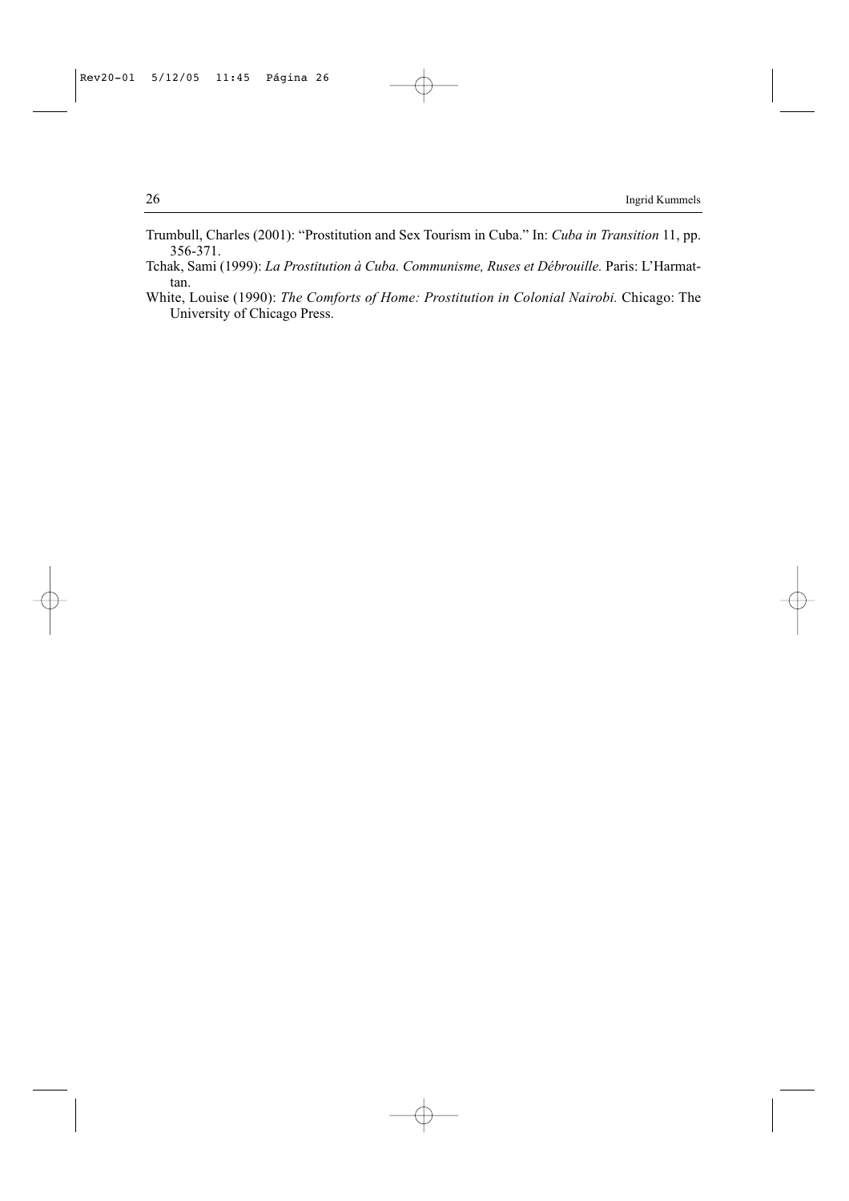Trumbull, Charles (2001): "Prostitution and Sex Tourism in Cuba." In: *Cuba in Transition* 11, pp. 356-371.

Tchak, Sami (1999): *La Prostitution à Cuba. Communisme, Ruses et Débrouille.* Paris: L'Harmattan.

White, Louise (1990): *The Comforts of Home: Prostitution in Colonial Nairobi.* Chicago: The University of Chicago Press.